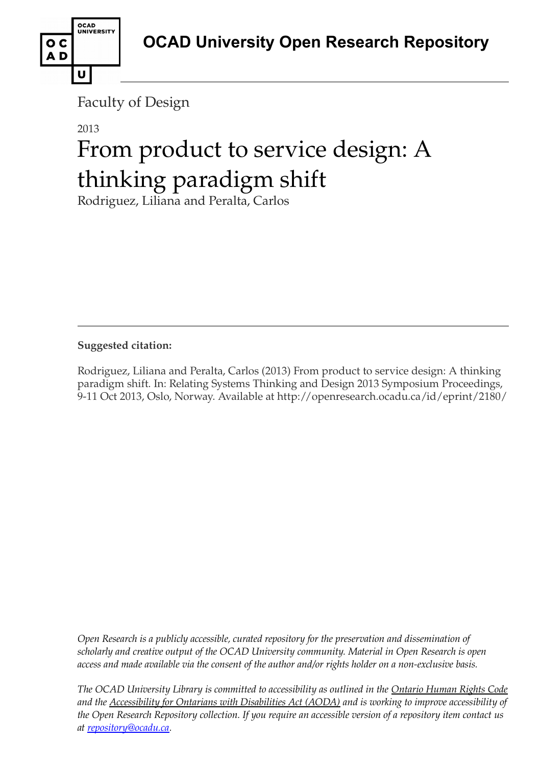# OCAD University Open Research Repository

Faculty of Design

2013

# From product to service design: A thinking paradigm shift

Rodriguez, Liliana and Peralta, Carlos

---

**Suggested citation:**

Rodriguez, Liliana and Peralta, Carlos (2013) From product to service design: A thinking paradigm shift. In: Relating Systems Thinking and Design 2013 Symposium Proceedings, 9-11 Oct 2013, Oslo, Norway. Available at http://openresearch.ocadu.ca/id/eprint/2180/

*Open Research is a publicly accessible, curated repository for the preservation and dissemination of scholarly and creative output of the OCAD University community. Material in Open Research is open access and made available via the consent of the author and/or rights holder on a non-exclusive basis.*

*The OCAD University Library is committed to accessibility as outlined in the Ontario Human Rights Code and the Accessibility for Ontarians with Disabilities Act (AODA) and is working to improve accessibility of the Open Research Repository collection. If you require an accessible version of a repository item contact us at repository@ocadu.ca.*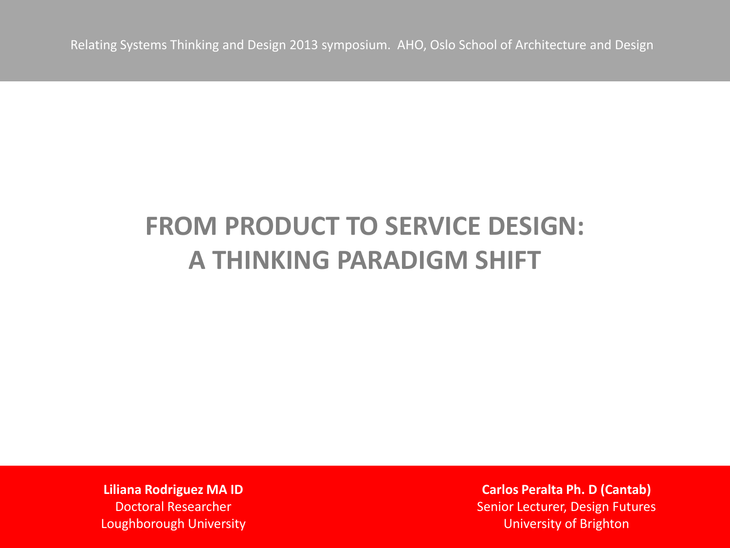Relating Systems Thinking and Design 2013 symposium. AHO, Oslo School of Architecture and Design

# FROM PRODUCT TO SERVICE DESIGN: A THINKING PARADIGM SHIFT

**Liliana Rodriguez MA ID**
Doctoral Researcher
Loughborough University

**Carlos Peralta Ph. D (Cantab)**
Senior Lecturer, Design Futures
University of Brighton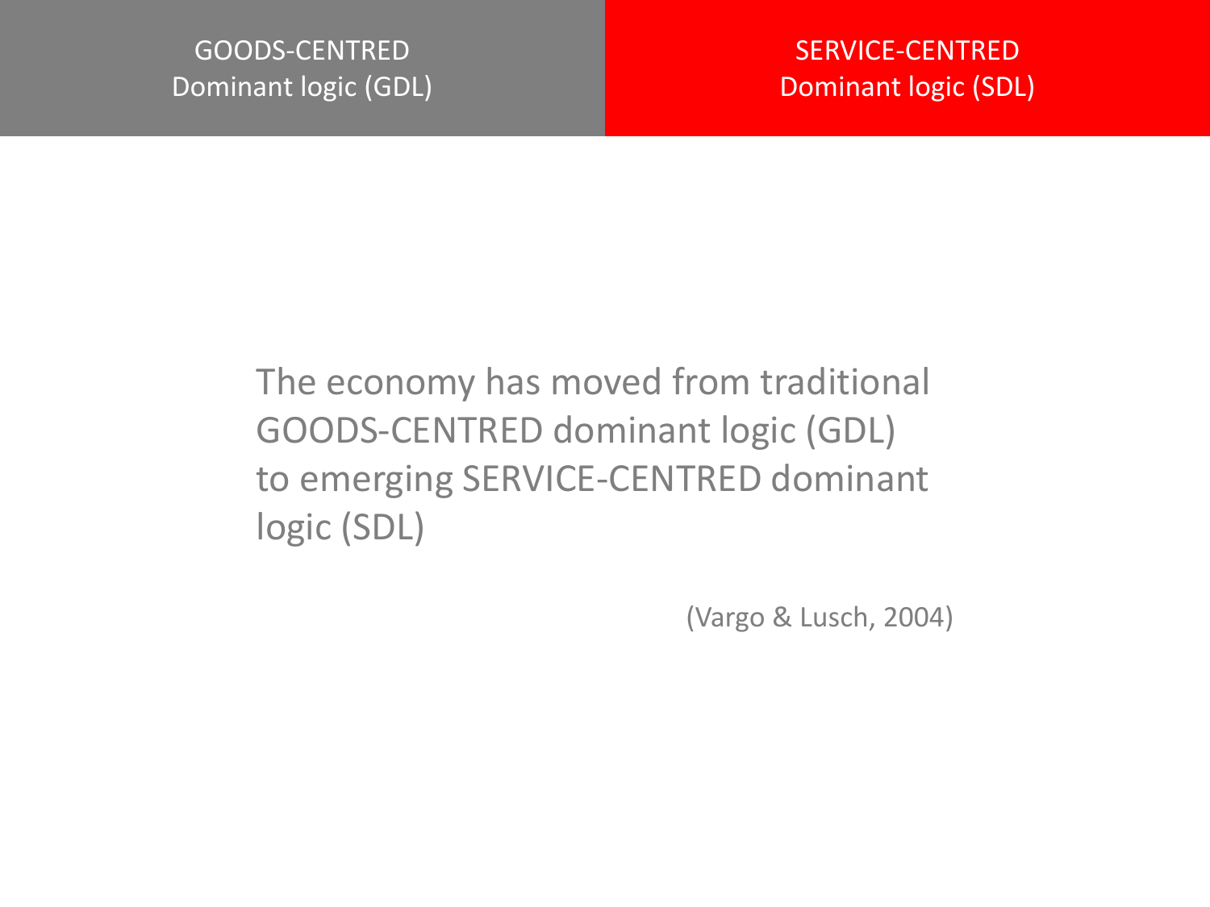| GOODS-CENTRED Dominant logic (GDL) | SERVICE-CENTRED Dominant logic (SDL) |
| --- | --- |

The economy has moved from traditional GOODS-CENTRED dominant logic (GDL) to emerging SERVICE-CENTRED dominant logic (SDL)

(Vargo & Lusch, 2004)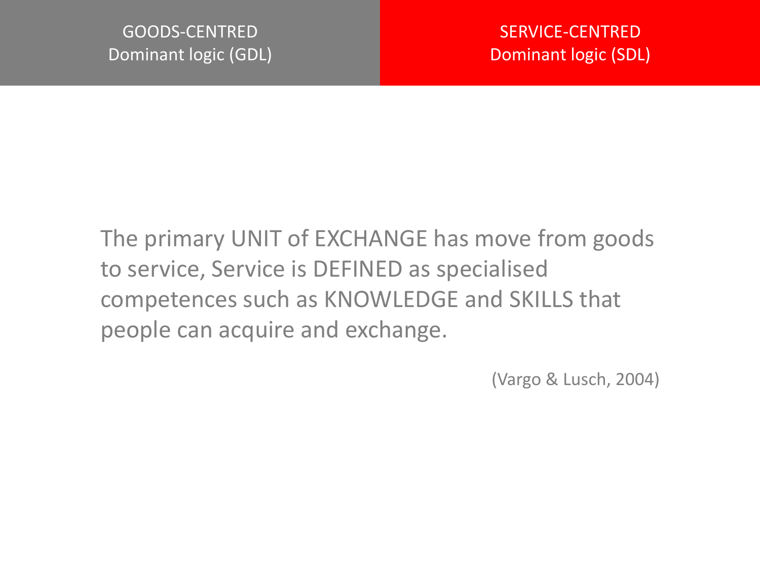| GOODS-CENTRED Dominant logic (GDL) | SERVICE-CENTRED Dominant logic (SDL) |
| --- | --- |

The primary UNIT of EXCHANGE has move from goods to service, Service is DEFINED as specialised competences such as KNOWLEDGE and SKILLS that people can acquire and exchange.

(Vargo & Lusch, 2004)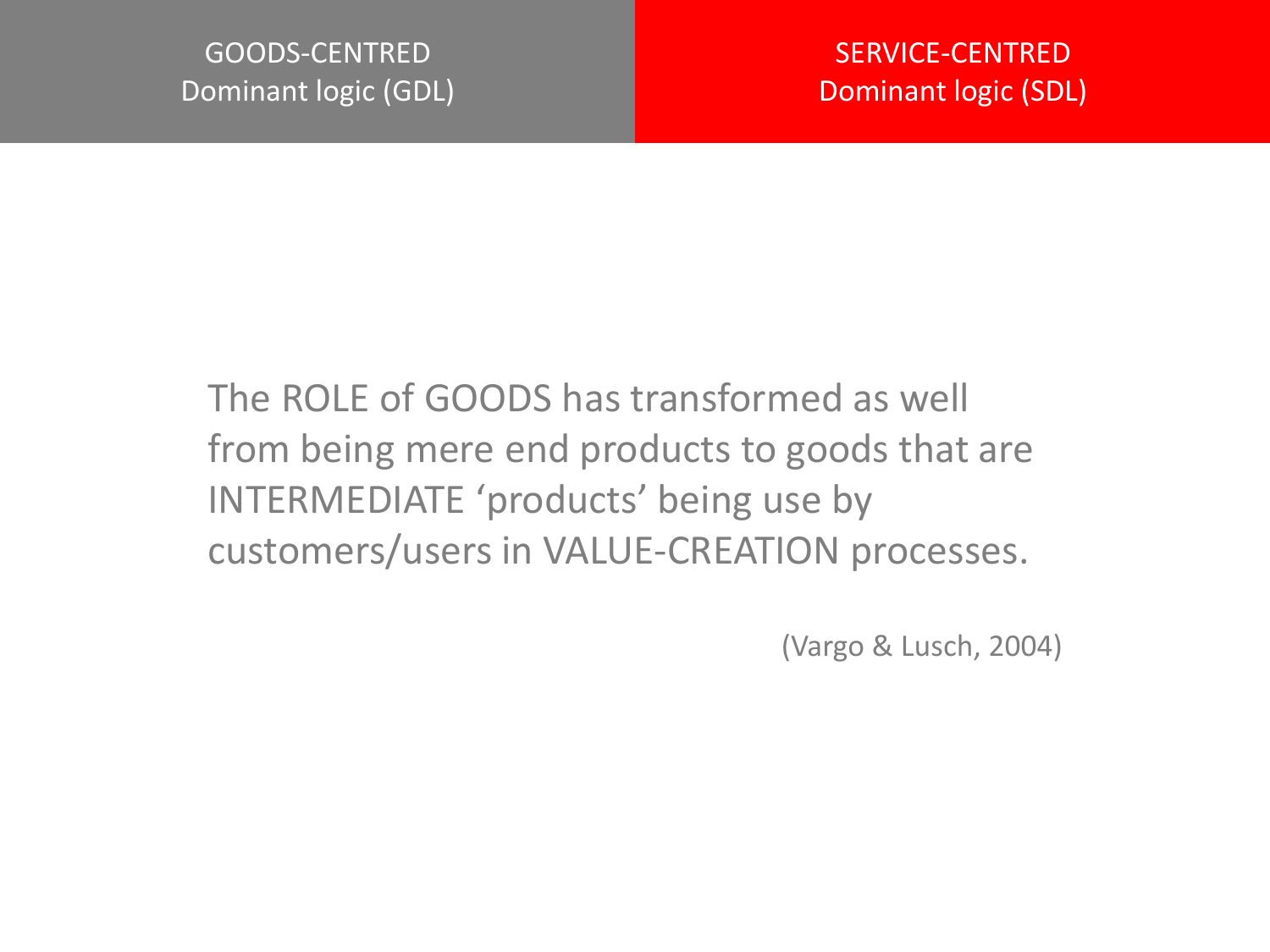| GOODS-CENTRED Dominant logic (GDL) | SERVICE-CENTRED Dominant logic (SDL) |
| --- | --- |

The ROLE of GOODS has transformed as well from being mere end products to goods that are INTERMEDIATE 'products' being use by customers/users in VALUE-CREATION processes.

(Vargo & Lusch, 2004)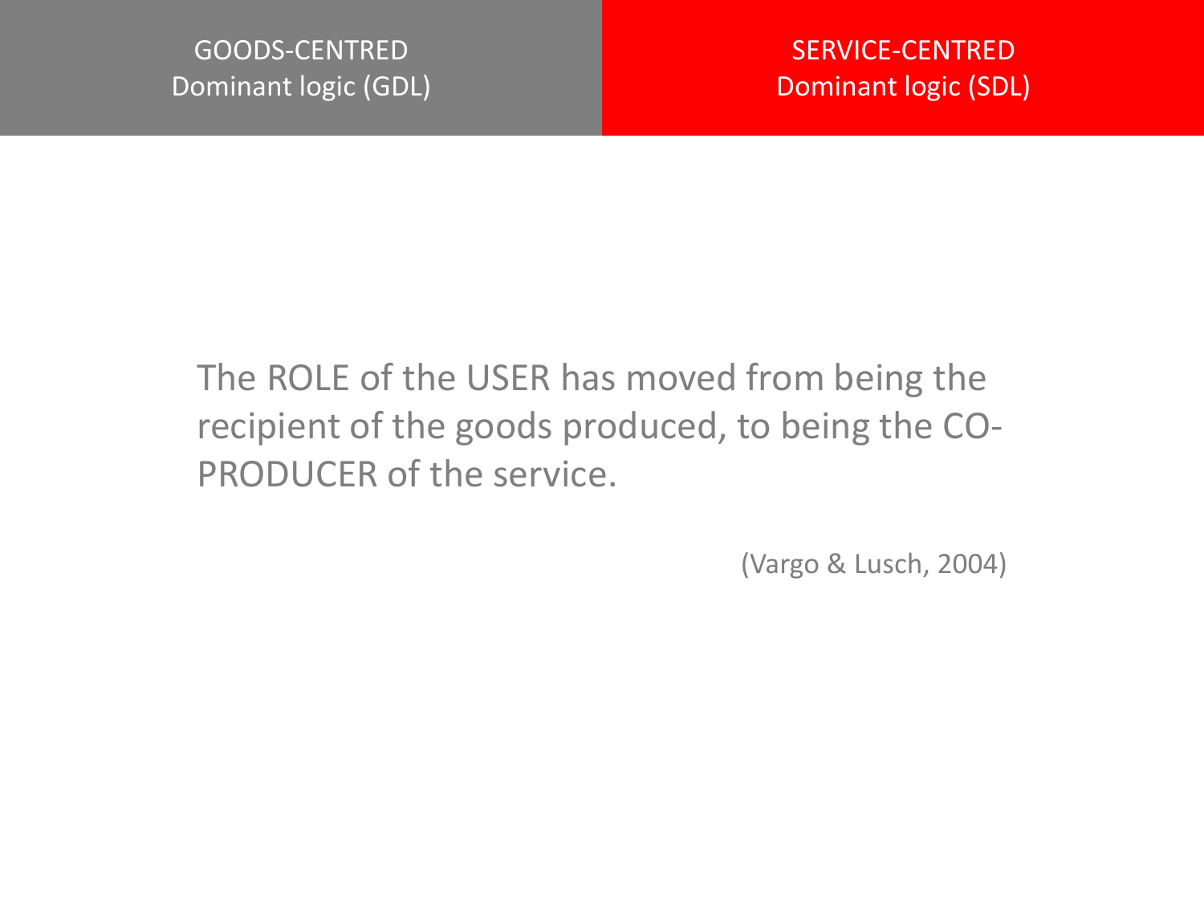| GOODS-CENTRED Dominant logic (GDL) | SERVICE-CENTRED Dominant logic (SDL) |
| --- | --- |

The ROLE of the USER has moved from being the recipient of the goods produced, to being the CO-PRODUCER of the service.

(Vargo & Lusch, 2004)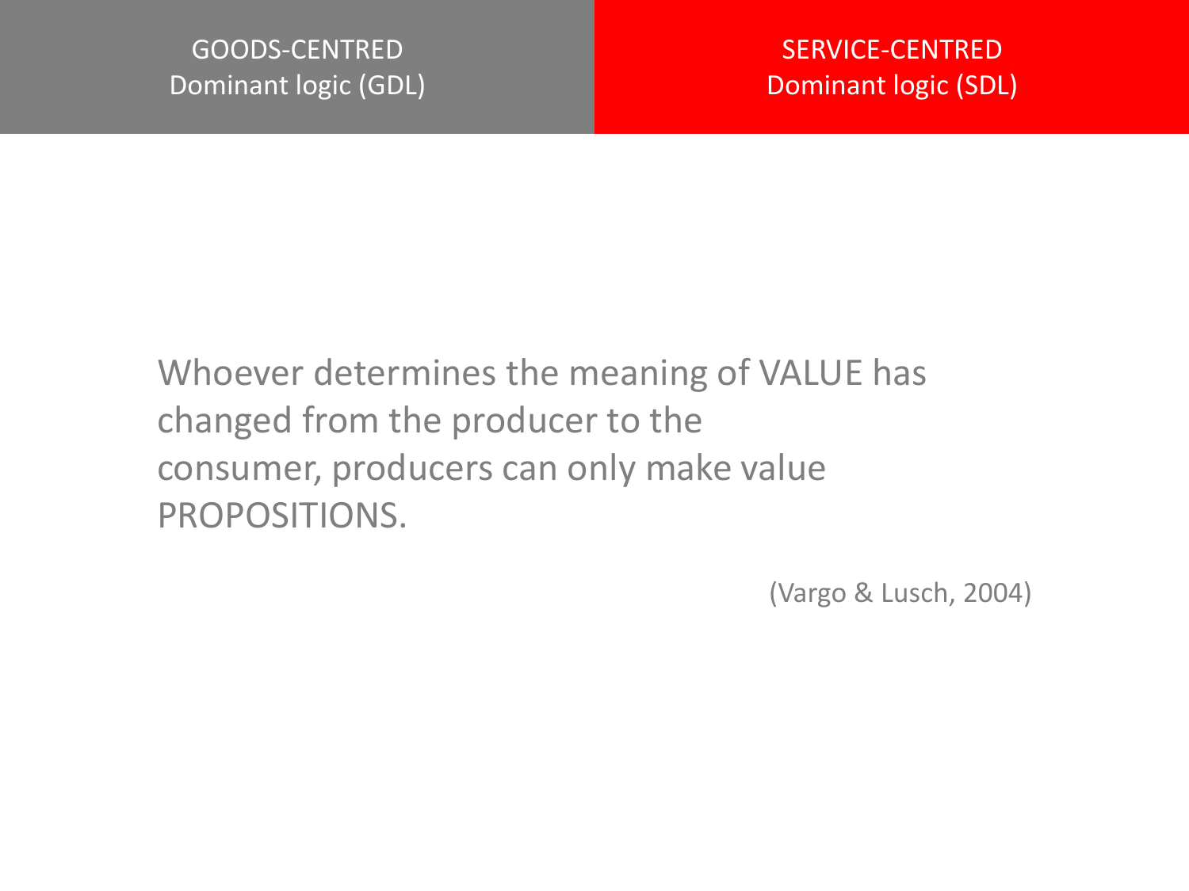| GOODS-CENTRED Dominant logic (GDL) | SERVICE-CENTRED Dominant logic (SDL) |
| --- | --- |

Whoever determines the meaning of VALUE has changed from the producer to the consumer, producers can only make value PROPOSITIONS.

(Vargo & Lusch, 2004)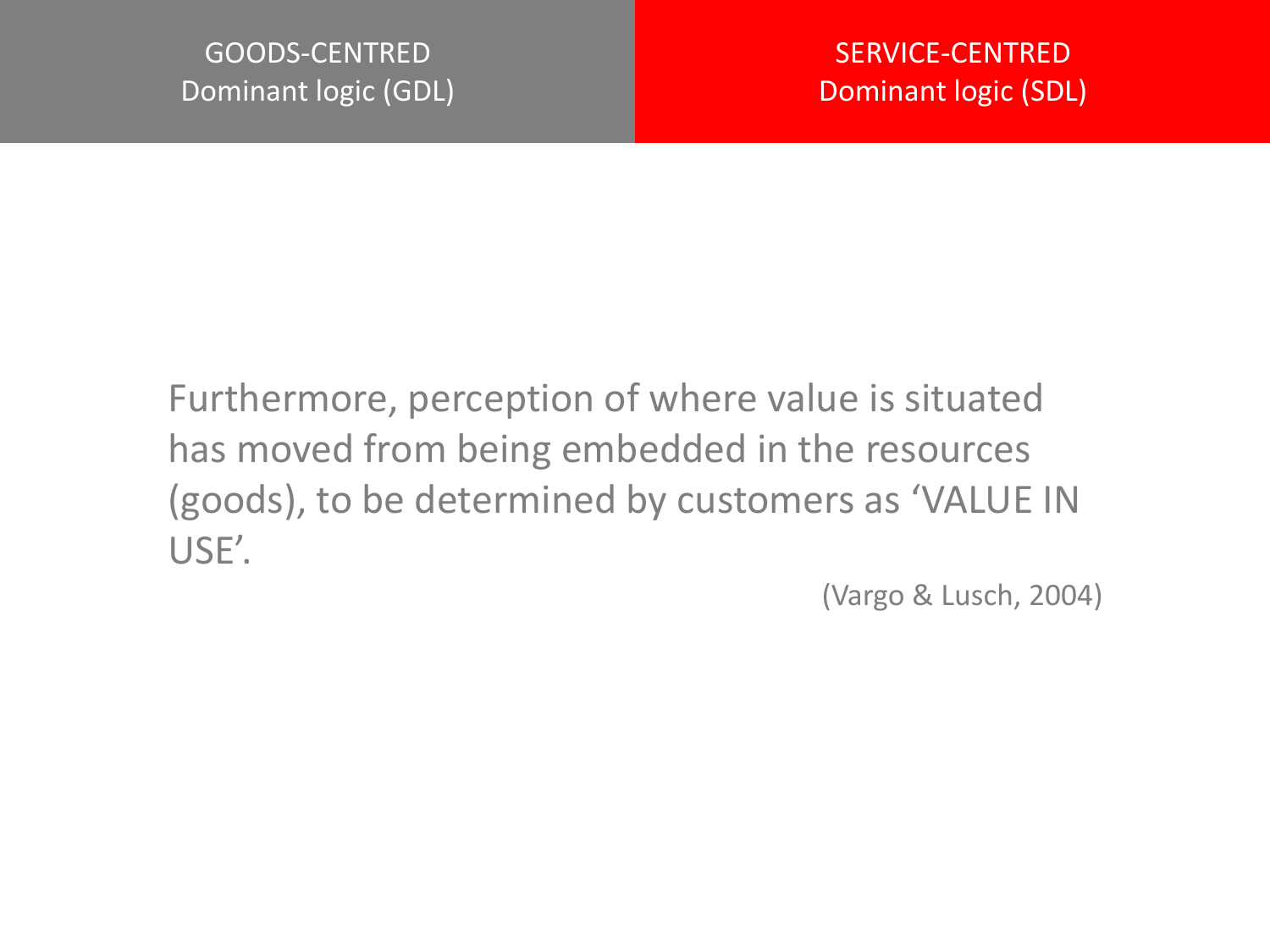| GOODS-CENTRED Dominant logic (GDL) | SERVICE-CENTRED Dominant logic (SDL) |
| --- | --- |

Furthermore, perception of where value is situated has moved from being embedded in the resources (goods), to be determined by customers as 'VALUE IN USE'.

(Vargo & Lusch, 2004)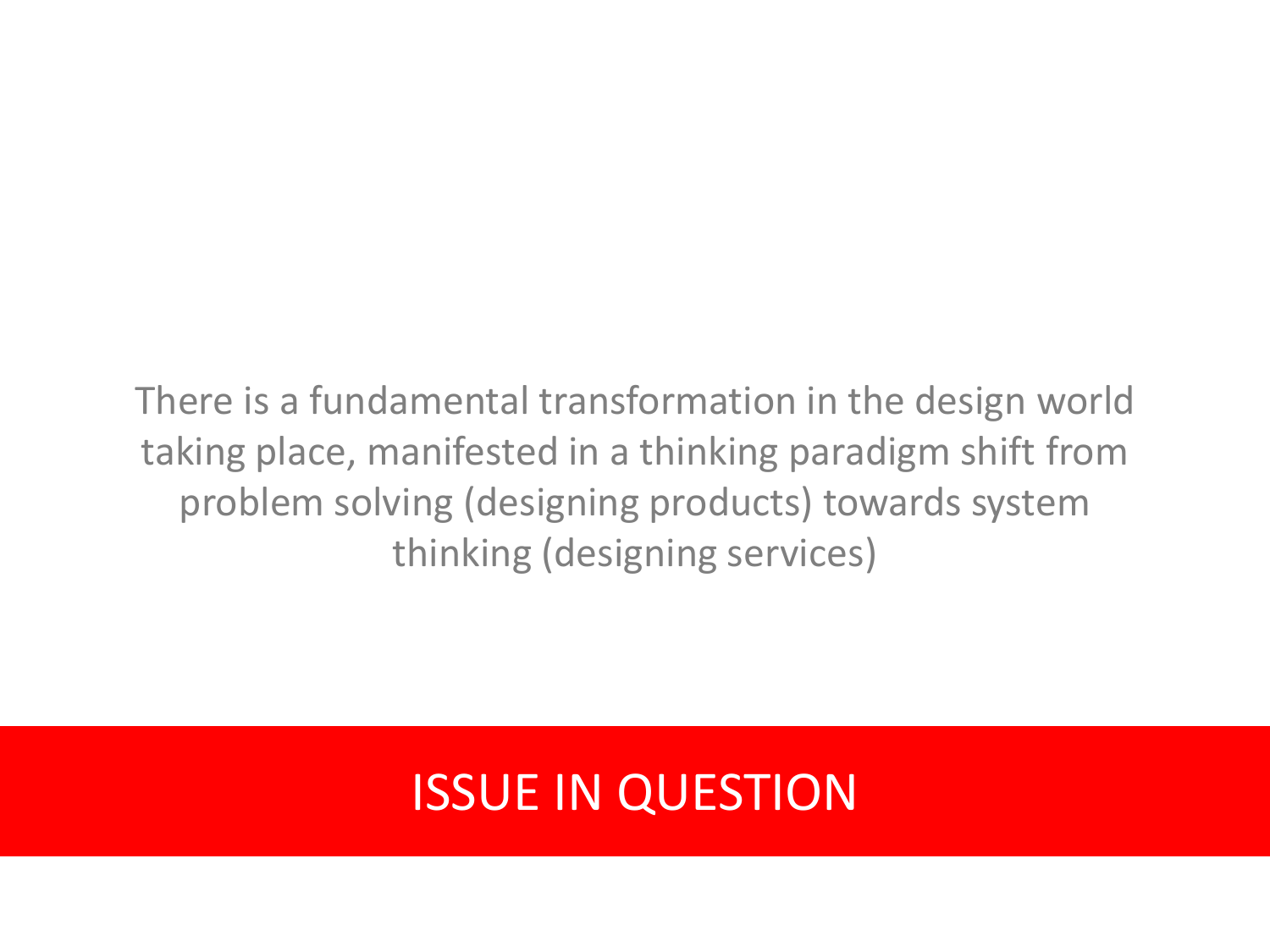There is a fundamental transformation in the design world taking place, manifested in a thinking paradigm shift from problem solving (designing products) towards system thinking (designing services)

## ISSUE IN QUESTION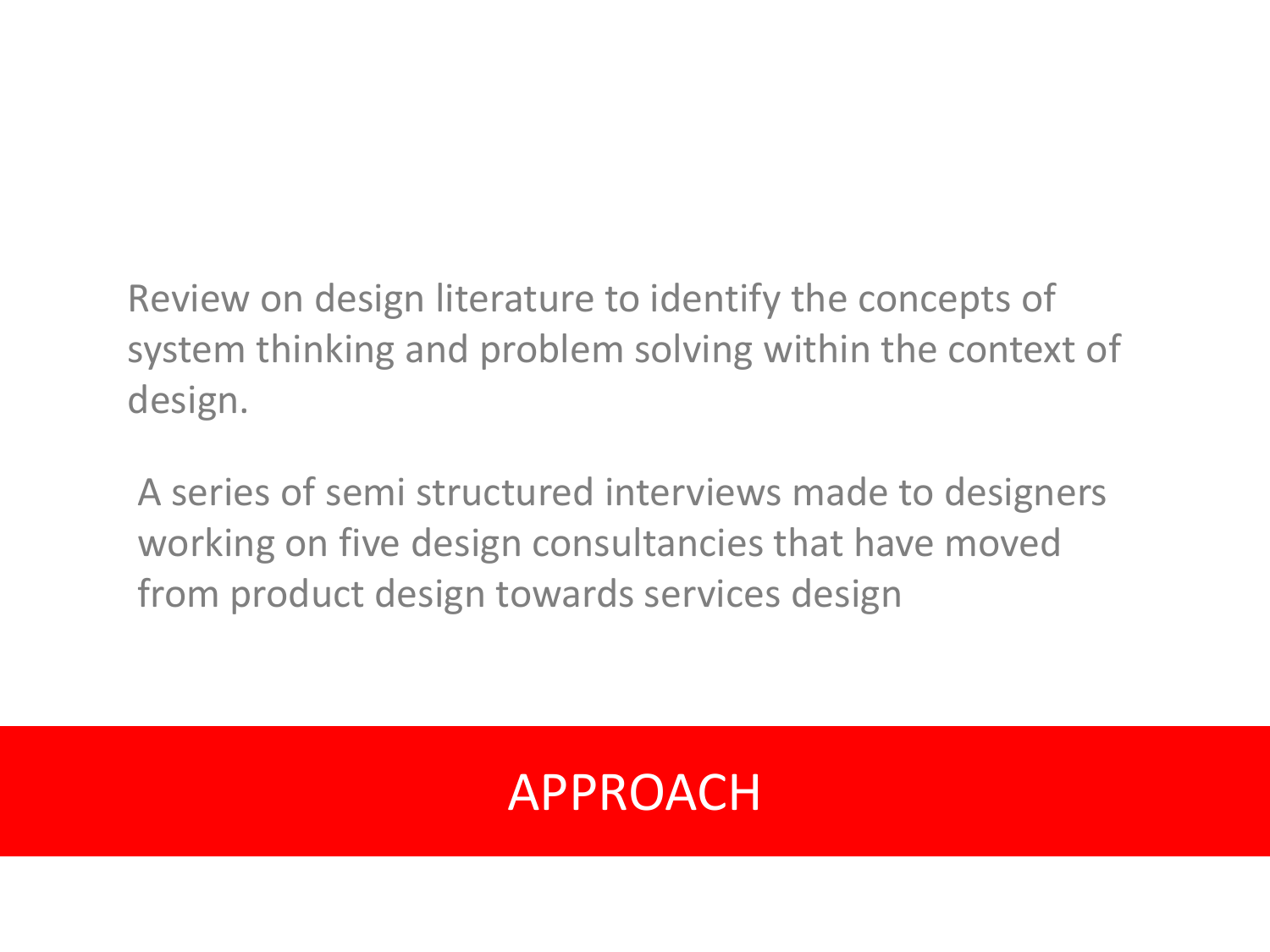Review on design literature to identify the concepts of system thinking and problem solving within the context of design.

A series of semi structured interviews made to designers working on five design consultancies that have moved from product design towards services design

## APPROACH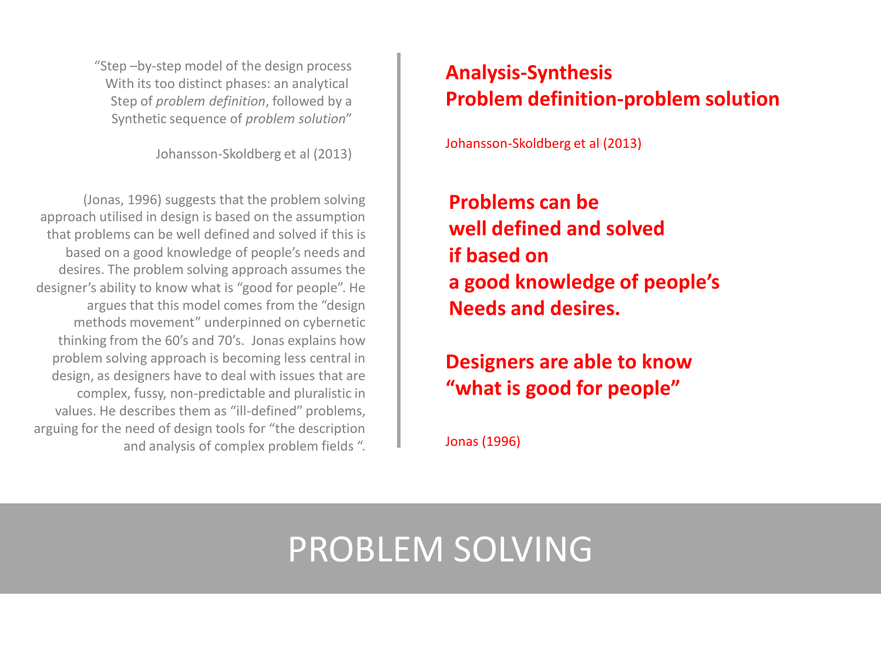# PROBLEM SOLVING

"Step –by-step model of the design process With its too distinct phases: an analytical Step of *problem definition*, followed by a Synthetic sequence of *problem solution*"

Johansson-Skoldberg et al (2013)

(Jonas, 1996) suggests that the problem solving approach utilised in design is based on the assumption that problems can be well defined and solved if this is based on a good knowledge of people's needs and desires. The problem solving approach assumes the designer's ability to know what is "good for people". He argues that this model comes from the "design methods movement" underpinned on cybernetic thinking from the 60's and 70's. Jonas explains how problem solving approach is becoming less central in design, as designers have to deal with issues that are complex, fussy, non-predictable and pluralistic in values. He describes them as "ill-defined" problems, arguing for the need of design tools for "the description and analysis of complex problem fields ".

**Analysis-Synthesis**
**Problem definition-problem solution**

Johansson-Skoldberg et al (2013)

**Problems can be well defined and solved if based on a good knowledge of people's Needs and desires.**

**Designers are able to know "what is good for people"**

Jonas (1996)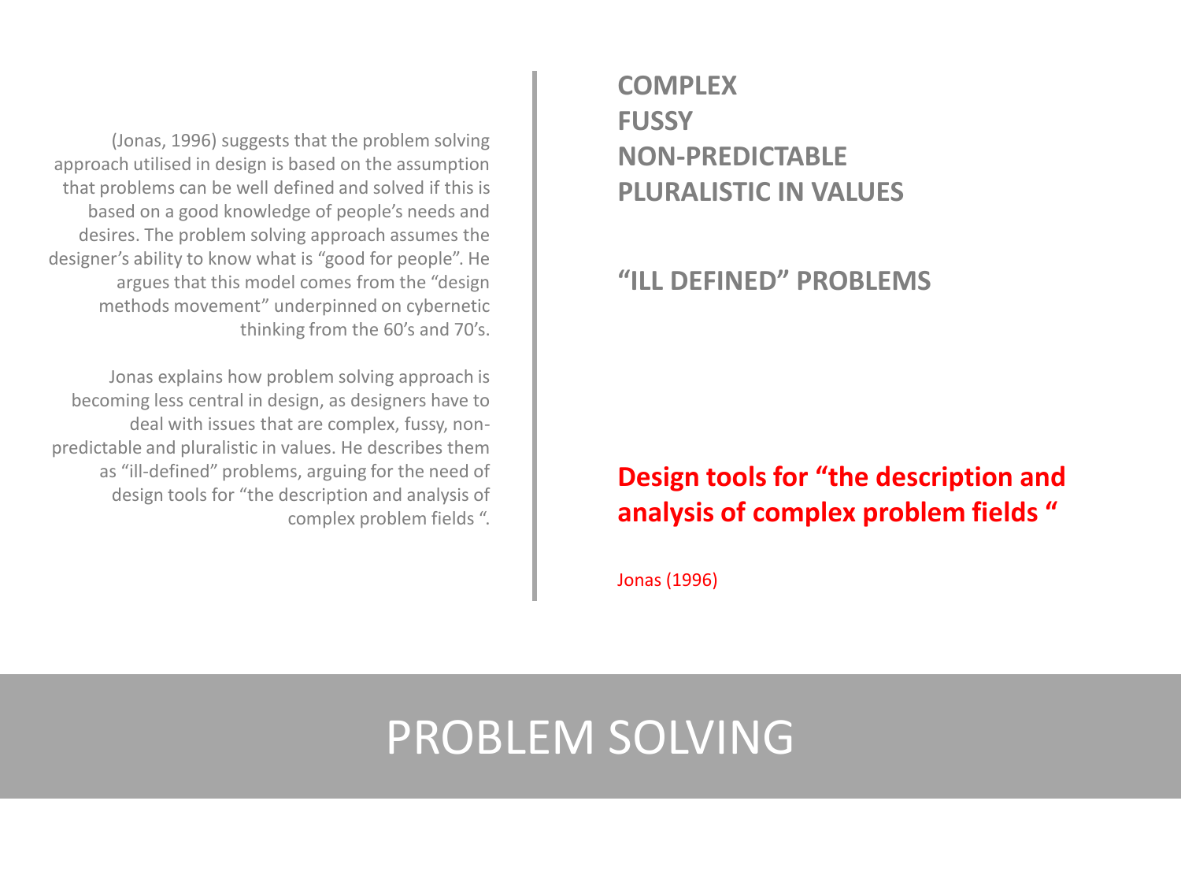# PROBLEM SOLVING

(Jonas, 1996) suggests that the problem solving approach utilised in design is based on the assumption that problems can be well defined and solved if this is based on a good knowledge of people's needs and desires. The problem solving approach assumes the designer's ability to know what is "good for people". He argues that this model comes from the "design methods movement" underpinned on cybernetic thinking from the 60's and 70's.

Jonas explains how problem solving approach is becoming less central in design, as designers have to deal with issues that are complex, fussy, non-predictable and pluralistic in values. He describes them as "ill-defined" problems, arguing for the need of design tools for "the description and analysis of complex problem fields ".

**COMPLEX**
**FUSSY**
**NON-PREDICTABLE**
**PLURALISTIC IN VALUES**

**"ILL DEFINED" PROBLEMS**

**Design tools for "the description and analysis of complex problem fields "**

Jonas (1996)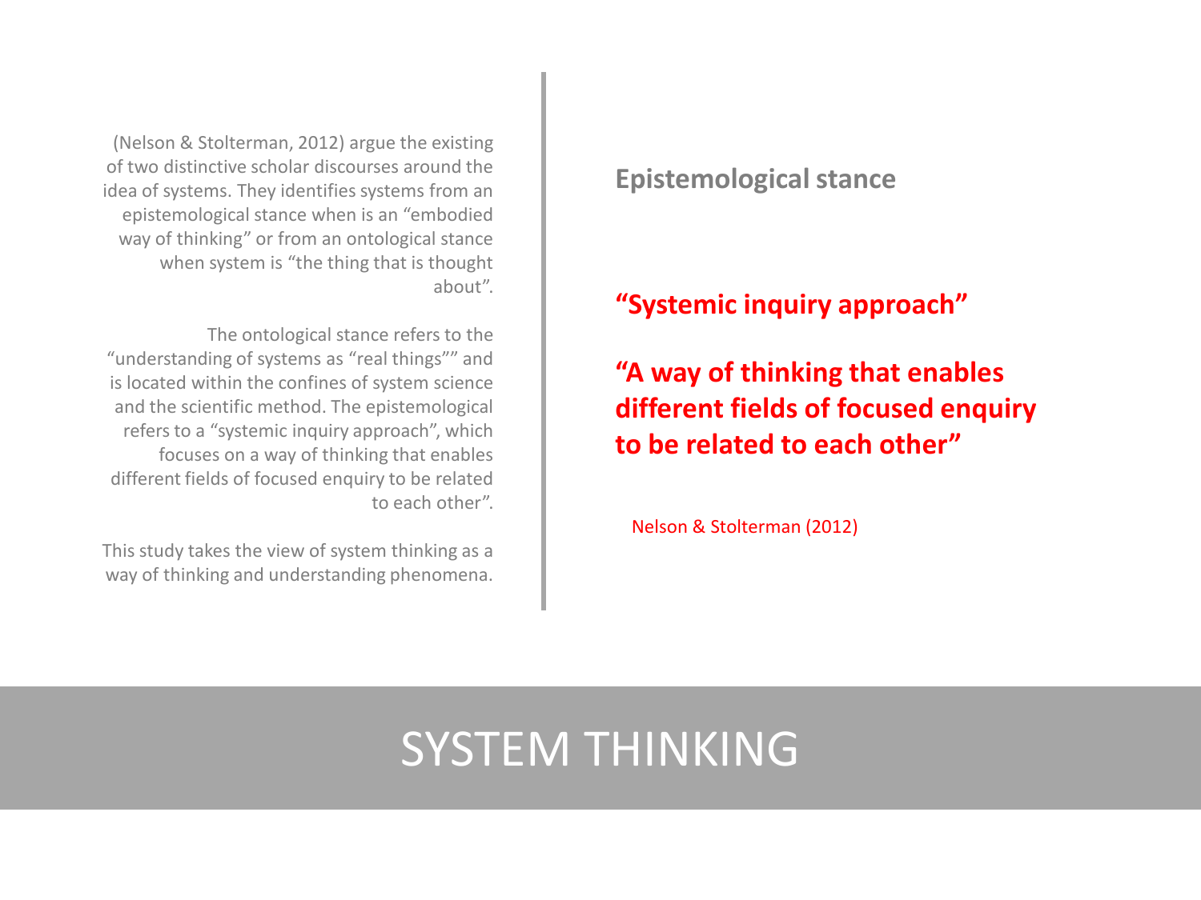# SYSTEM THINKING

(Nelson & Stolterman, 2012) argue the existing of two distinctive scholar discourses around the idea of systems. They identifies systems from an epistemological stance when is an "embodied way of thinking" or from an ontological stance when system is "the thing that is thought about".

The ontological stance refers to the "understanding of systems as "real things"" and is located within the confines of system science and the scientific method. The epistemological refers to a "systemic inquiry approach", which focuses on a way of thinking that enables different fields of focused enquiry to be related to each other".

This study takes the view of system thinking as a way of thinking and understanding phenomena.

**Epistemological stance**

**"Systemic inquiry approach"**

**"A way of thinking that enables different fields of focused enquiry to be related to each other"**

Nelson & Stolterman (2012)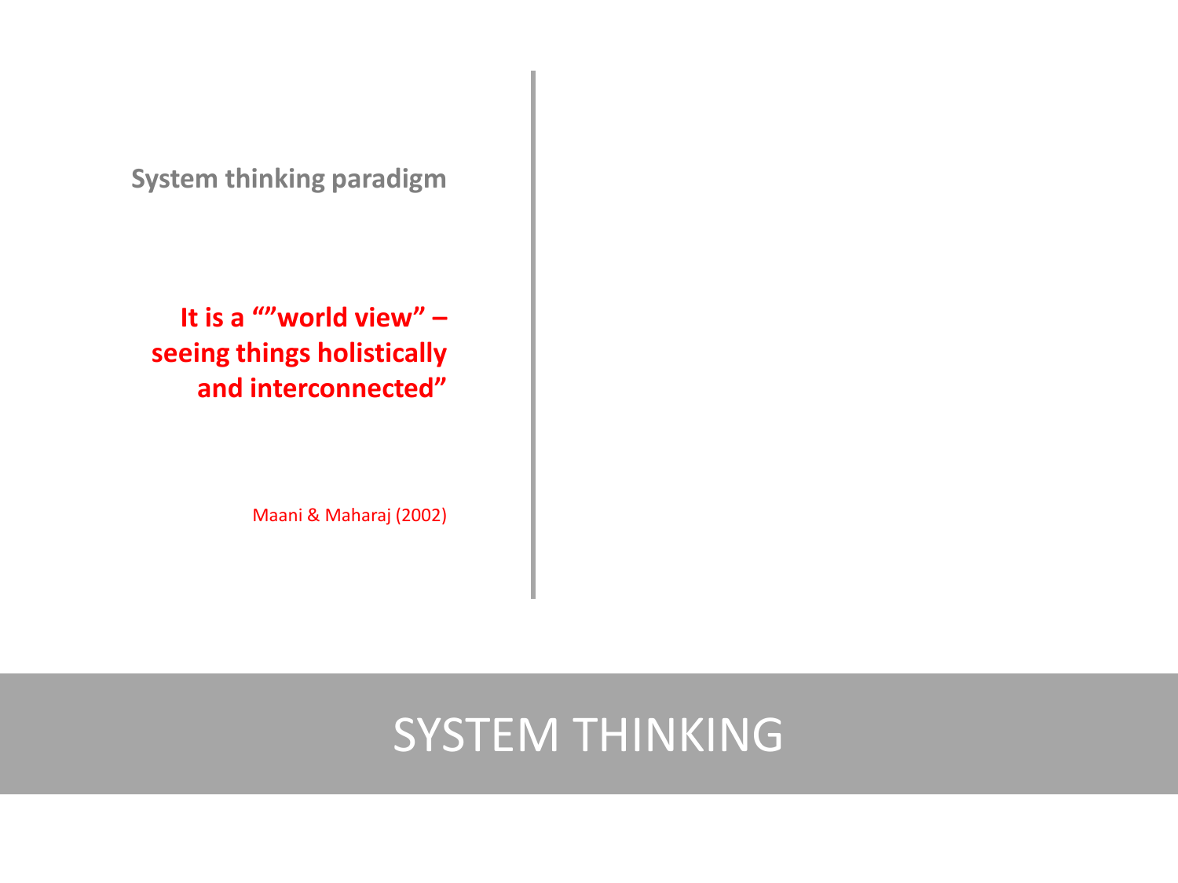# SYSTEM THINKING

## System thinking paradigm

**It is a “”world view” – seeing things holistically and interconnected”**

Maani & Maharaj (2002)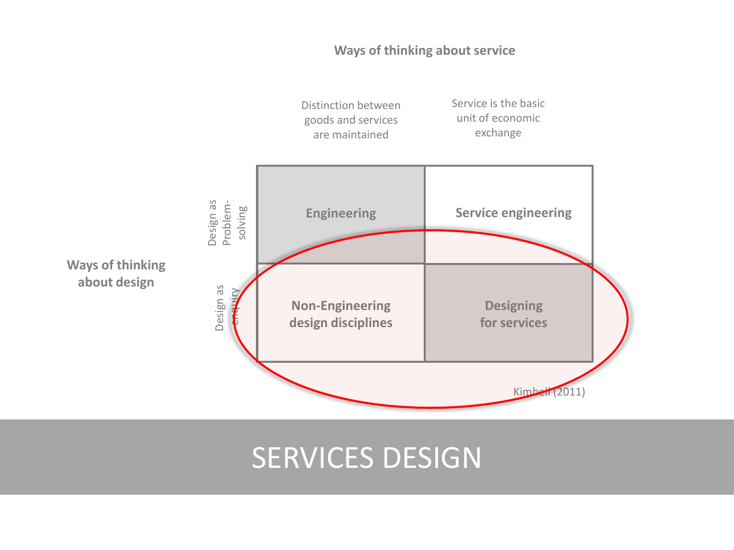# SERVICES DESIGN

**Ways of thinking about service**

| | | Distinction between goods and services are maintained | Service is the basic unit of economic exchange |
| --- | --- | --- | --- |
| **Ways of thinking about design** | Design as Problem-solving | **Engineering** | **Service engineering** |
| | Design as enquiry | **Non-Engineering design disciplines** | **Designing for services** |

Kimbell (2011)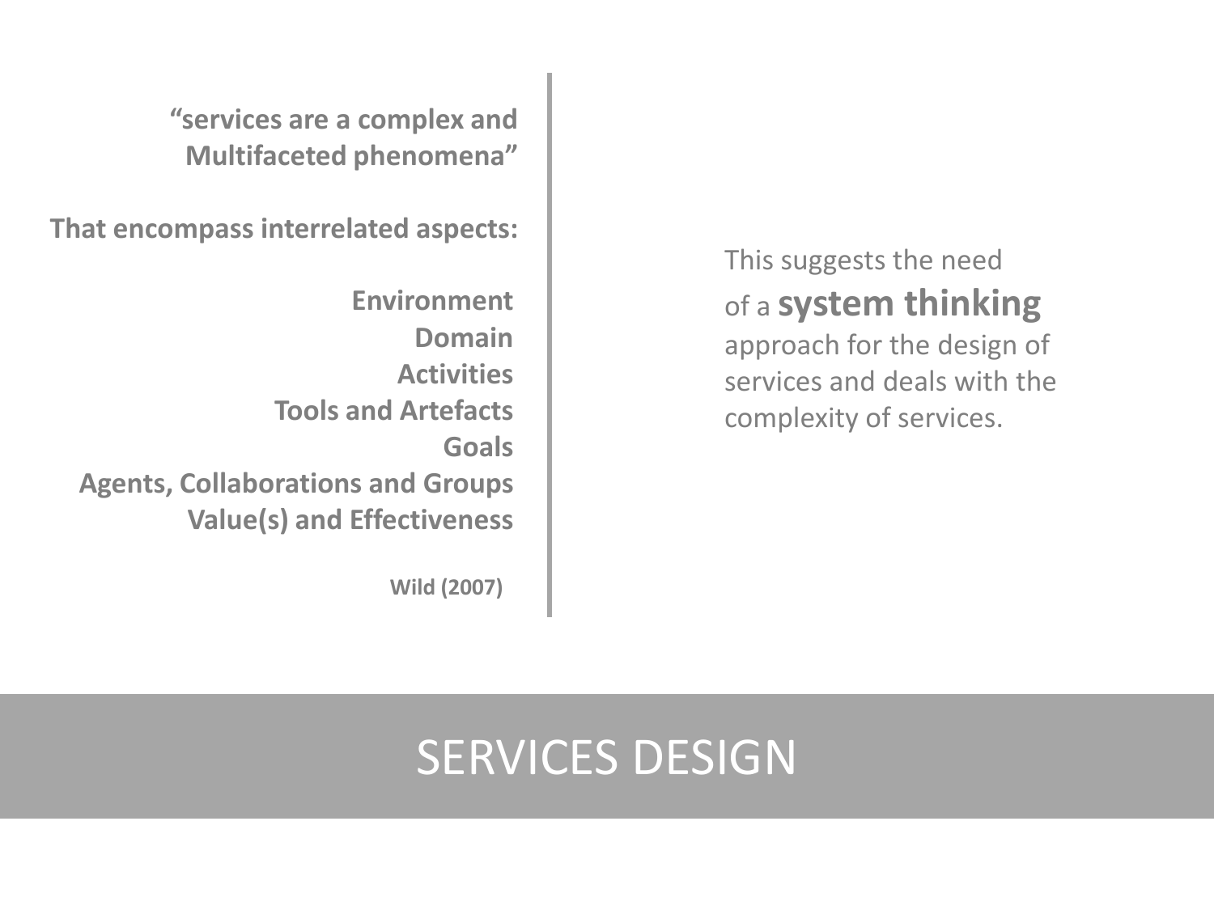# SERVICES DESIGN

**"services are a complex and Multifaceted phenomena"**

**That encompass interrelated aspects:**

**Environment**
**Domain**
**Activities**
**Tools and Artefacts**
**Goals**
**Agents, Collaborations and Groups**
**Value(s) and Effectiveness**

**Wild (2007)**

This suggests the need of a **system thinking** approach for the design of services and deals with the complexity of services.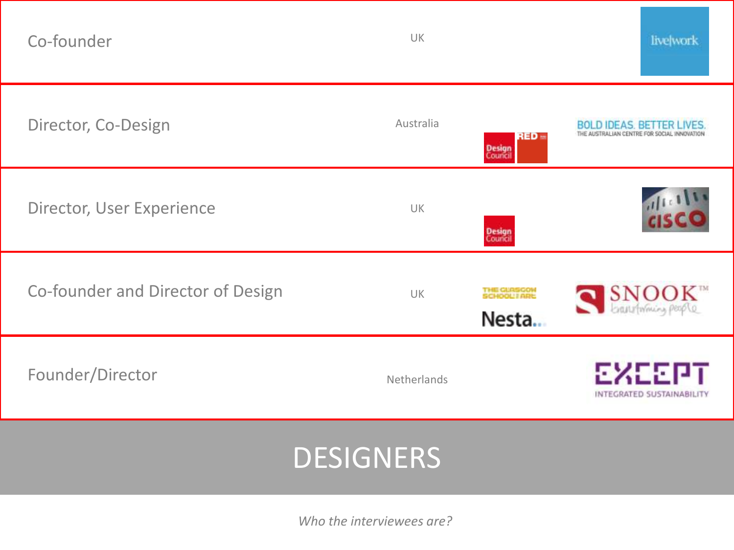| Role | Country | Affiliations | Organisation |
|---|---|---|---|
| Co-founder | UK | | live\|work |
| Director, Co-Design | Australia | Design Council; RED | BOLD IDEAS. BETTER LIVES. THE AUSTRALIAN CENTRE FOR SOCIAL INNOVATION |
| Director, User Experience | UK | Design Council | CISCO |
| Co-founder and Director of Design | UK | The Glasgow School of Art; Nesta | SNOOK transforming people |
| Founder/Director | Netherlands | | EXCEPT INTEGRATED SUSTAINABILITY |

# DESIGNERS

*Who the interviewees are?*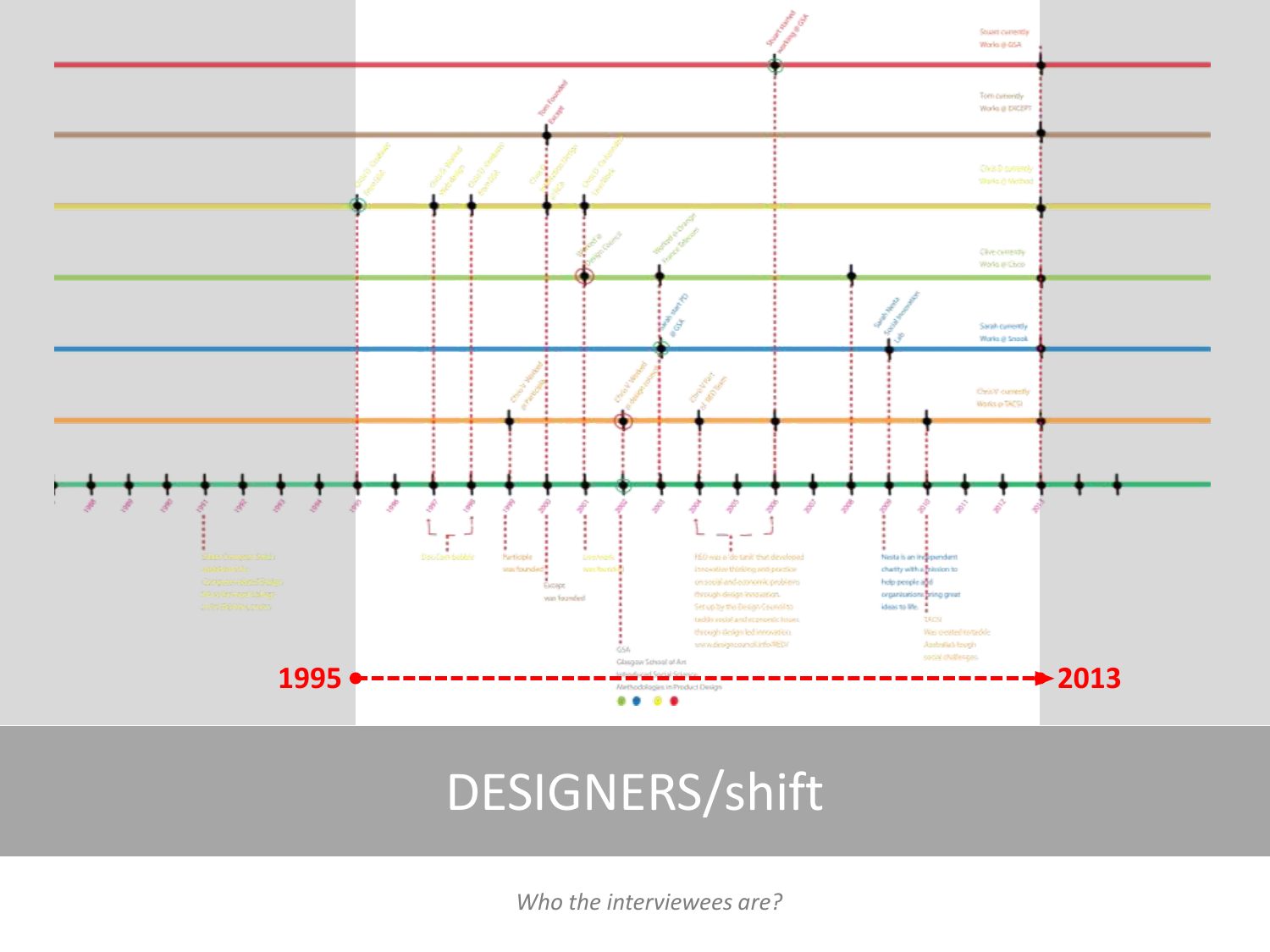1995 → 2013

# DESIGNERS/shift

*Who the interviewees are?*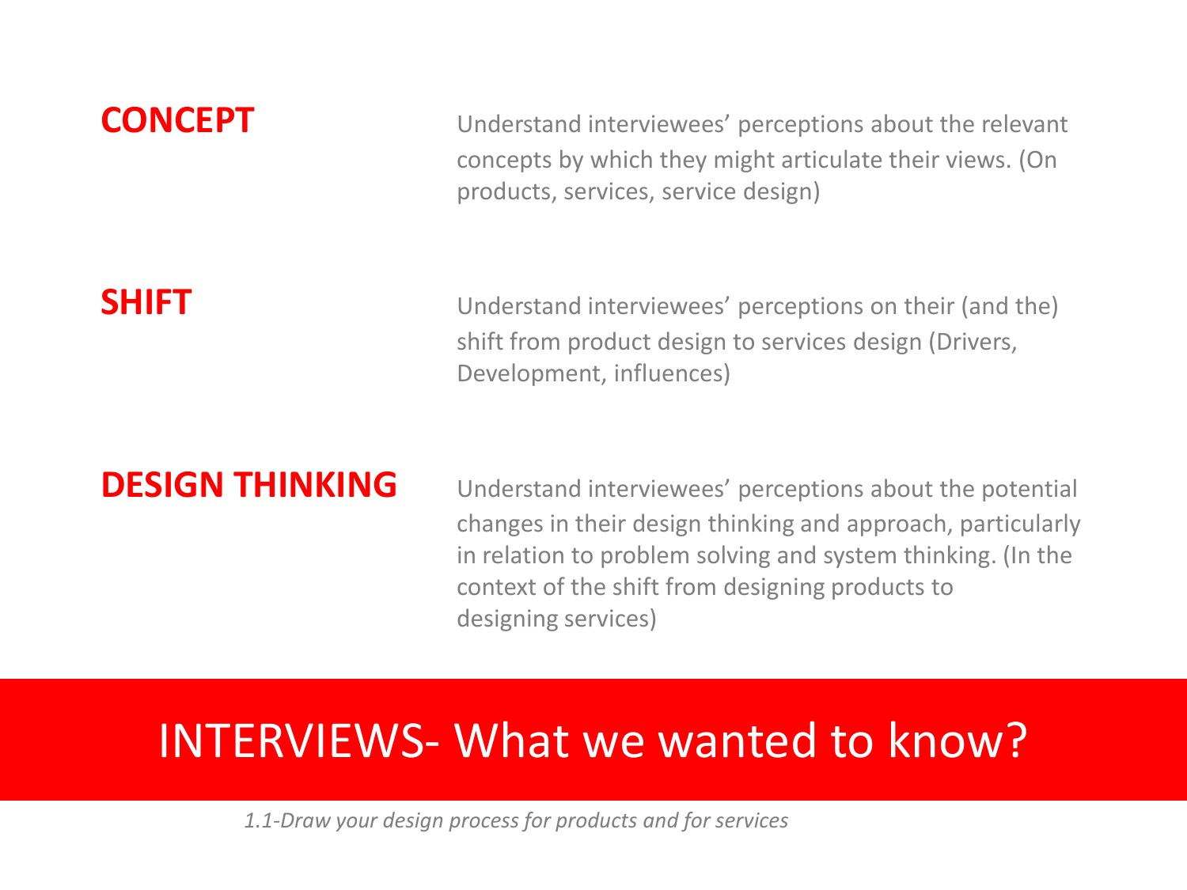# INTERVIEWS- What we wanted to know?

**CONCEPT**

Understand interviewees' perceptions about the relevant concepts by which they might articulate their views. (On products, services, service design)

**SHIFT**

Understand interviewees' perceptions on their (and the) shift from product design to services design (Drivers, Development, influences)

**DESIGN THINKING**

Understand interviewees' perceptions about the potential changes in their design thinking and approach, particularly in relation to problem solving and system thinking. (In the context of the shift from designing products to designing services)

*1.1-Draw your design process for products and for services*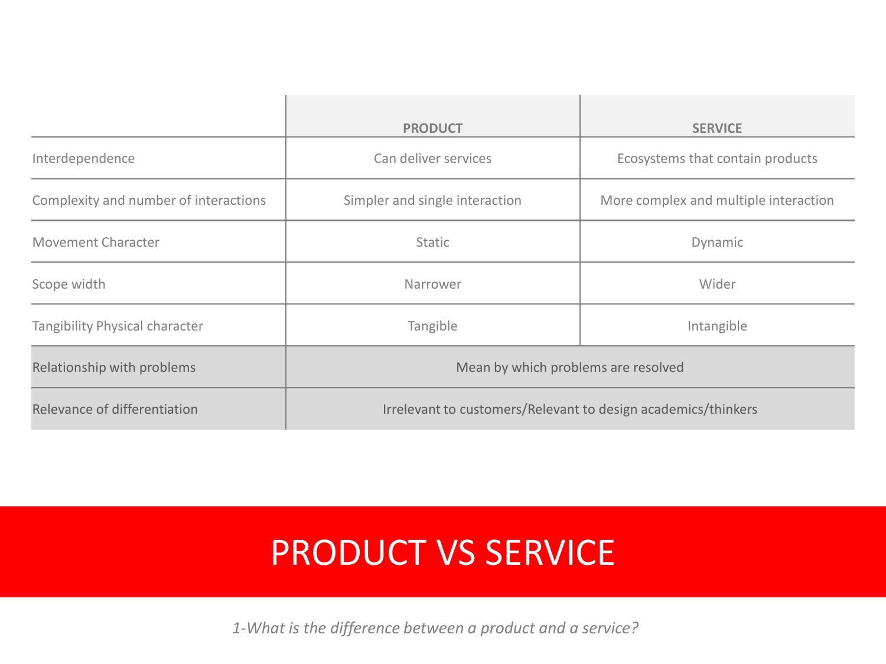| | PRODUCT | SERVICE |
|---|---|---|
| Interdependence | Can deliver services | Ecosystems that contain products |
| Complexity and number of interactions | Simpler and single interaction | More complex and multiple interaction |
| Movement Character | Static | Dynamic |
| Scope width | Narrower | Wider |
| Tangibility Physical character | Tangible | Intangible |
| Relationship with problems | Mean by which problems are resolved | |
| Relevance of differentiation | Irrelevant to customers/Relevant to design academics/thinkers | |

# PRODUCT VS SERVICE

*1-What is the difference between a product and a service?*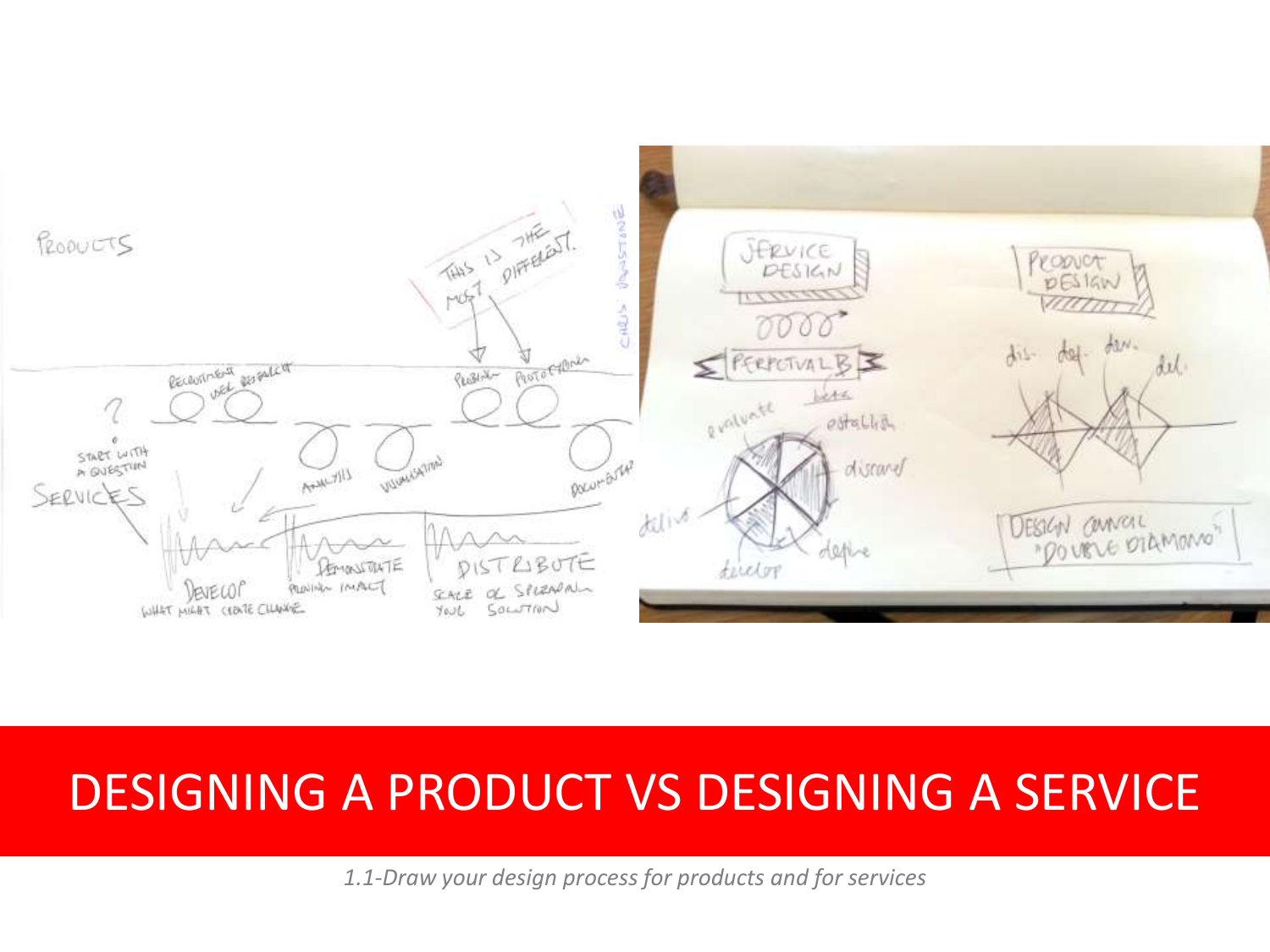# DESIGNING A PRODUCT VS DESIGNING A SERVICE

*1.1-Draw your design process for products and for services*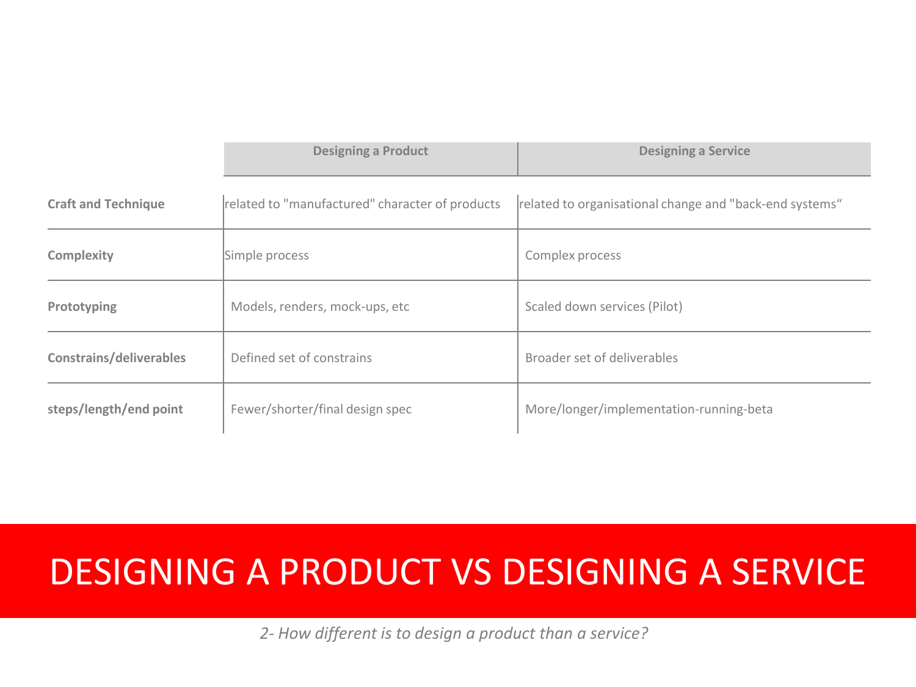| | Designing a Product | Designing a Service |
|---|---|---|
| **Craft and Technique** | related to "manufactured" character of products | related to organisational change and "back-end systems“ |
| **Complexity** | Simple process | Complex process |
| **Prototyping** | Models, renders, mock-ups, etc | Scaled down services (Pilot) |
| **Constrains/deliverables** | Defined set of constrains | Broader set of deliverables |
| **steps/length/end point** | Fewer/shorter/final design spec | More/longer/implementation-running-beta |

# DESIGNING A PRODUCT VS DESIGNING A SERVICE

*2- How different is to design a product than a service?*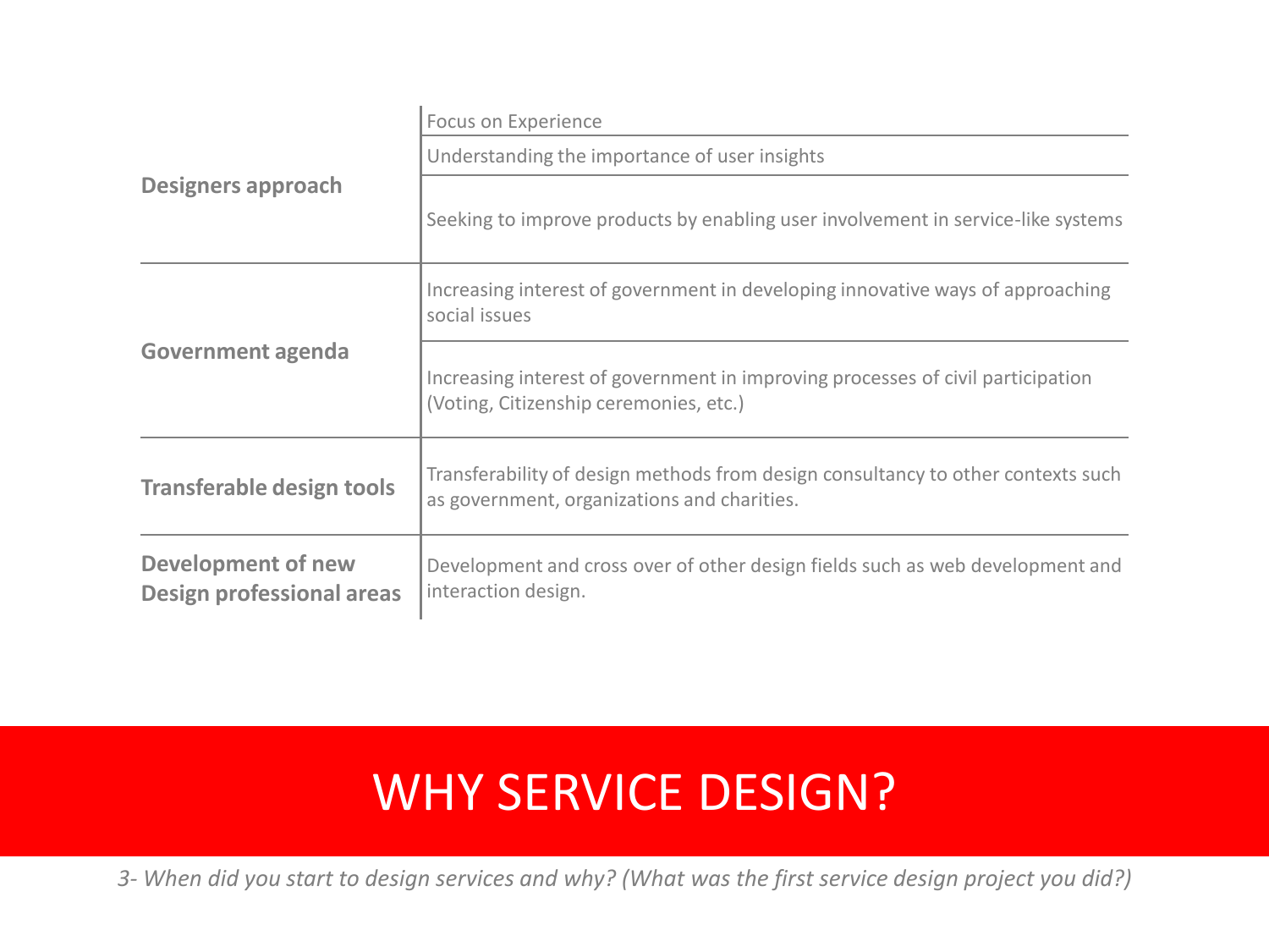| | |
|---|---|
| **Designers approach** | Focus on Experience |
| | Understanding the importance of user insights |
| | Seeking to improve products by enabling user involvement in service-like systems |
| **Government agenda** | Increasing interest of government in developing innovative ways of approaching social issues |
| | Increasing interest of government in improving processes of civil participation (Voting, Citizenship ceremonies, etc.) |
| **Transferable design tools** | Transferability of design methods from design consultancy to other contexts such as government, organizations and charities. |
| **Development of new Design professional areas** | Development and cross over of other design fields such as web development and interaction design. |

# WHY SERVICE DESIGN?

*3- When did you start to design services and why? (What was the first service design project you did?)*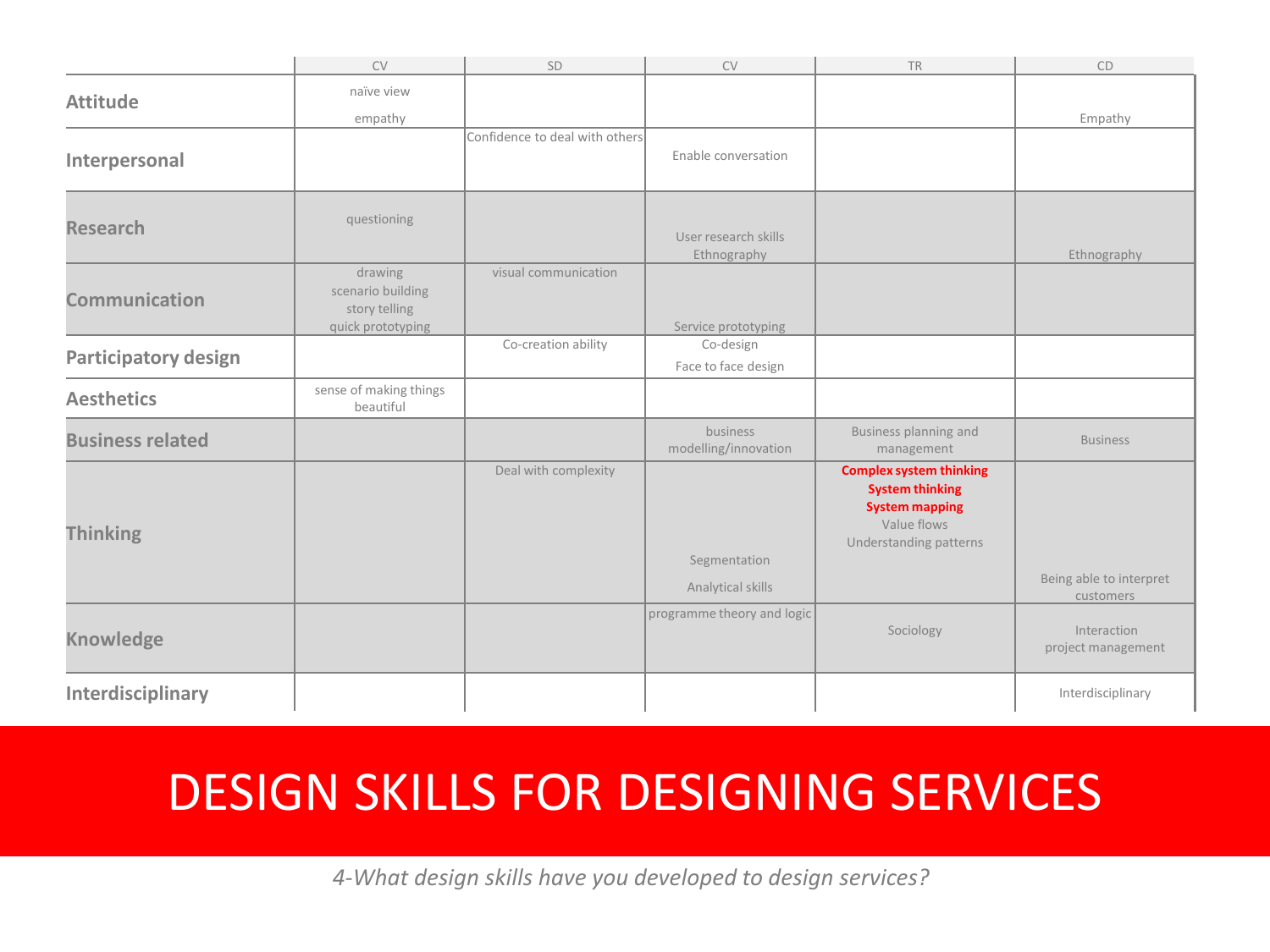| | CV | SD | CV | TR | CD |
|---|---|---|---|---|---|
| **Attitude** | naïve view<br>empathy | | | | Empathy |
| **Interpersonal** | | Confidence to deal with others | Enable conversation | | |
| **Research** | questioning | | User research skills<br>Ethnography | | Ethnography |
| **Communication** | drawing<br>scenario building<br>story telling<br>quick prototyping | visual communication | Service prototyping | | |
| **Participatory design** | | Co-creation ability | Co-design<br>Face to face design | | |
| **Aesthetics** | sense of making things beautiful | | | | |
| **Business related** | | | business modelling/innovation | Business planning and management | Business |
| **Thinking** | | Deal with complexity | Segmentation<br>Analytical skills | **Complex system thinking**<br>**System thinking**<br>**System mapping**<br>Value flows<br>Understanding patterns | Being able to interpret customers |
| **Knowledge** | | | programme theory and logic | Sociology | Interaction<br>project management |
| **Interdisciplinary** | | | | | Interdisciplinary |

# DESIGN SKILLS FOR DESIGNING SERVICES

*4-What design skills have you developed to design services?*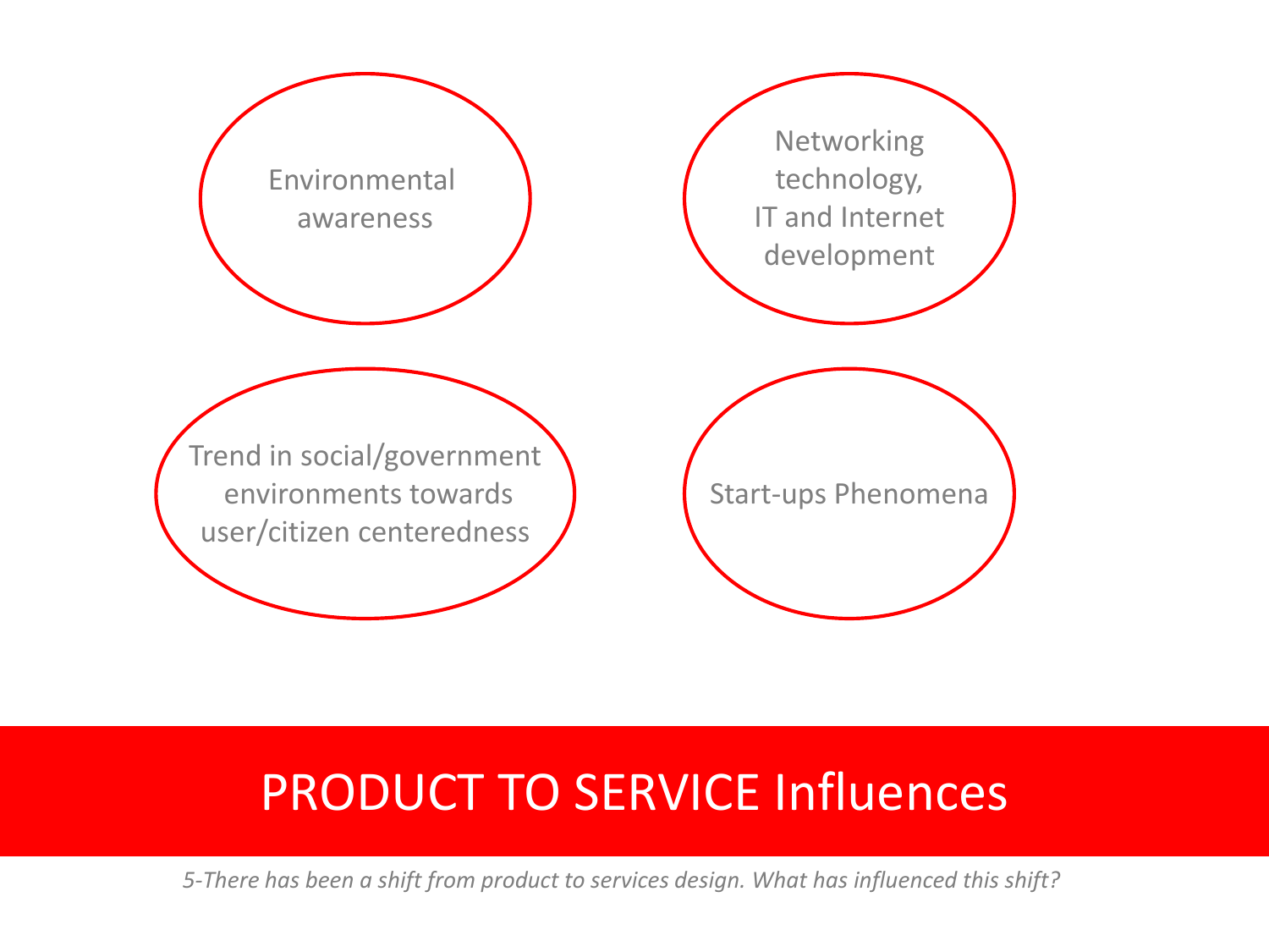# PRODUCT TO SERVICE Influences

- Environmental awareness
- Networking technology, IT and Internet development
- Trend in social/government environments towards user/citizen centeredness
- Start-ups Phenomena

*5-There has been a shift from product to services design. What has influenced this shift?*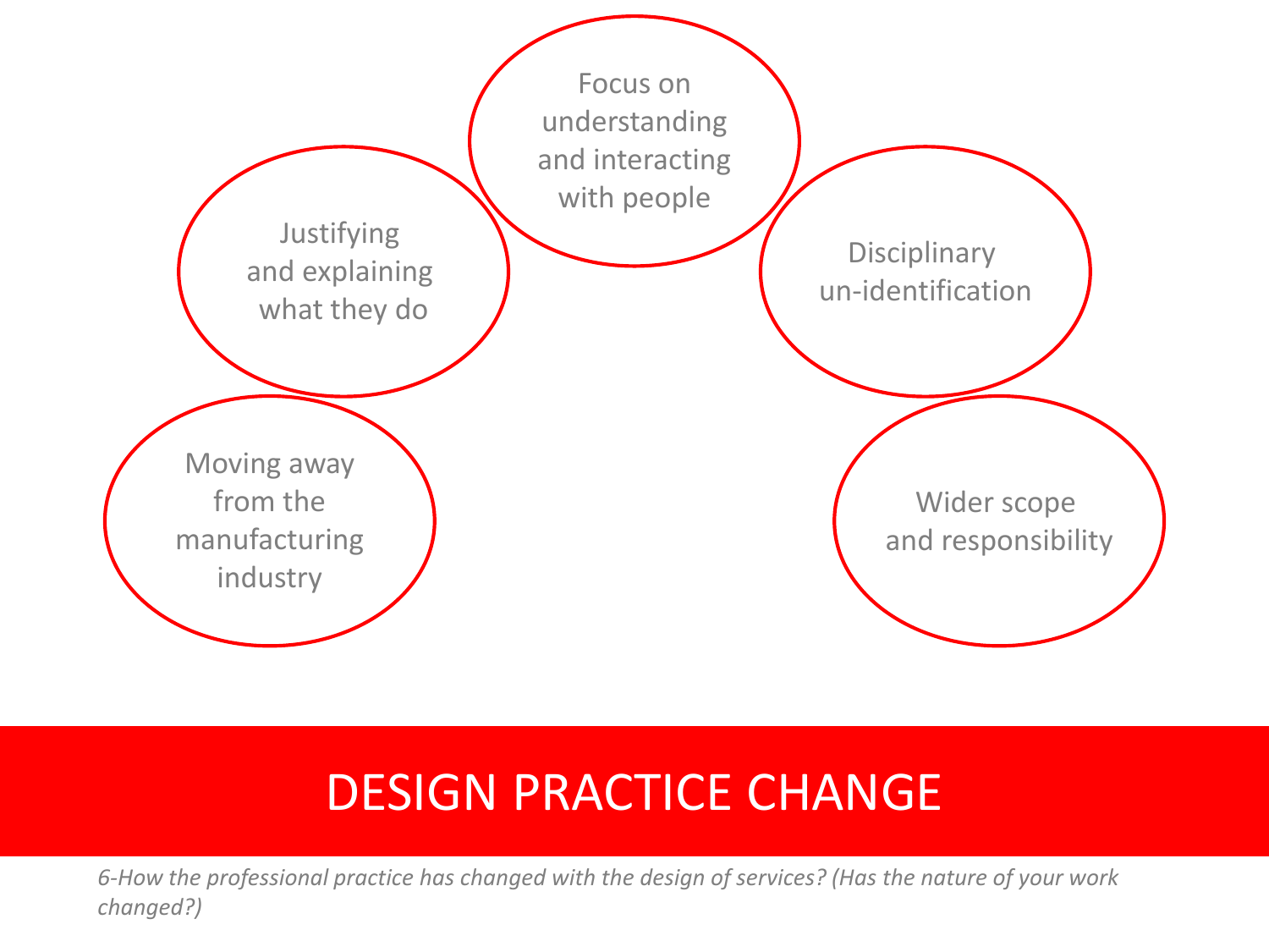Focus on understanding and interacting with people

Justifying and explaining what they do

Disciplinary un-identification

Moving away from the manufacturing industry

Wider scope and responsibility

# DESIGN PRACTICE CHANGE

*6-How the professional practice has changed with the design of services? (Has the nature of your work changed?)*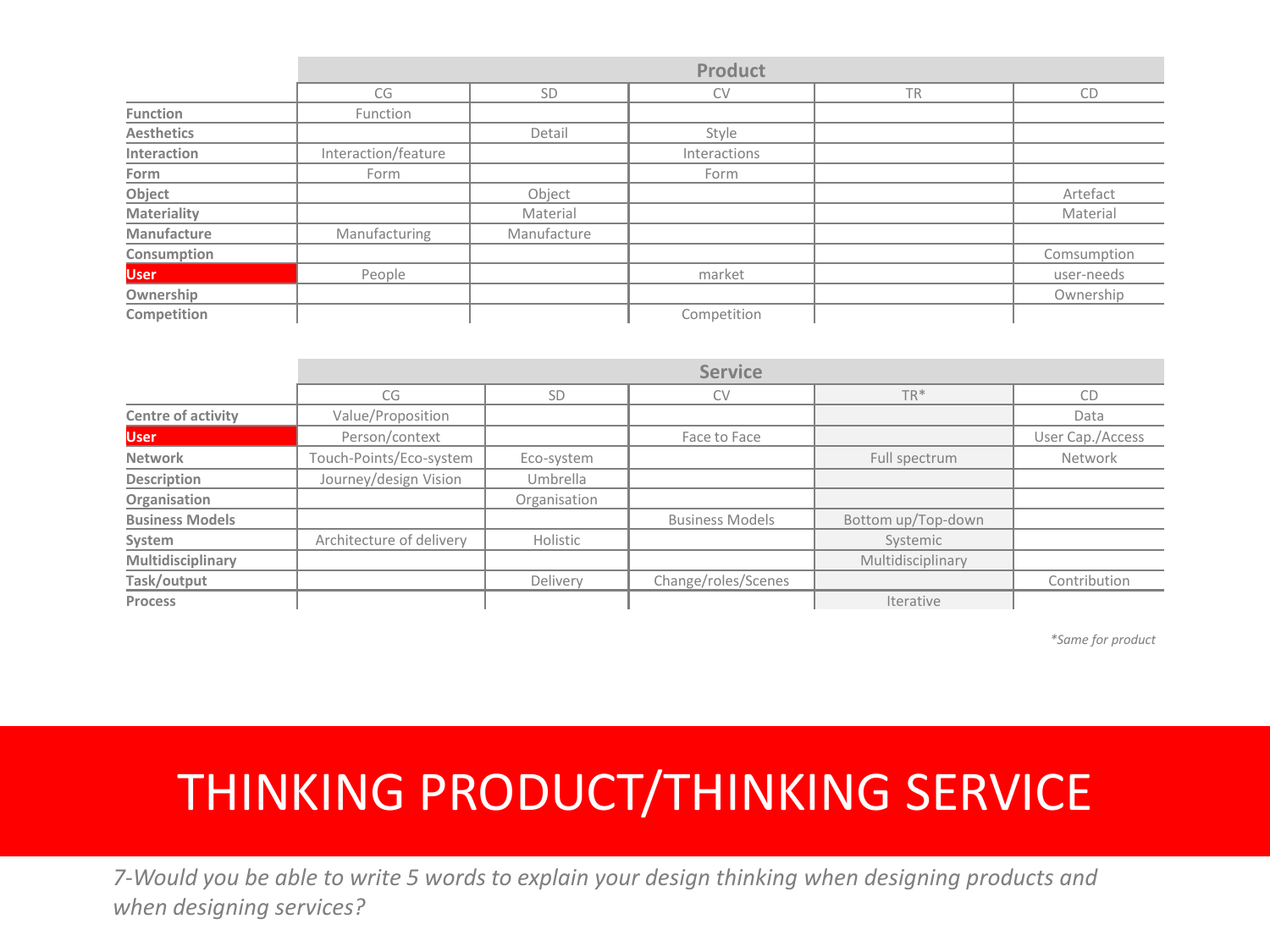| | Product | | | | |
|---|---|---|---|---|---|
| | CG | SD | CV | TR | CD |
| **Function** | Function | | | | |
| **Aesthetics** | | Detail | Style | | |
| **Interaction** | Interaction/feature | | Interactions | | |
| **Form** | Form | | Form | | |
| **Object** | | Object | | | Artefact |
| **Materiality** | | Material | | | Material |
| **Manufacture** | Manufacturing | Manufacture | | | |
| **Consumption** | | | | | Comsumption |
| **User** | People | | market | | user-needs |
| **Ownership** | | | | | Ownership |
| **Competition** | | | Competition | | |

| | Service | | | | |
|---|---|---|---|---|---|
| | CG | SD | CV | TR* | CD |
| **Centre of activity** | Value/Proposition | | | | Data |
| **User** | Person/context | | Face to Face | | User Cap./Access |
| **Network** | Touch-Points/Eco-system | Eco-system | | Full spectrum | Network |
| **Description** | Journey/design Vision | Umbrella | | | |
| **Organisation** | | Organisation | | | |
| **Business Models** | | | Business Models | Bottom up/Top-down | |
| **System** | Architecture of delivery | Holistic | | Systemic | |
| **Multidisciplinary** | | | | Multidisciplinary | |
| **Task/output** | | Delivery | Change/roles/Scenes | | Contribution |
| **Process** | | | | Iterative | |

*\*Same for product*

# THINKING PRODUCT/THINKING SERVICE

*7-Would you be able to write 5 words to explain your design thinking when designing products and when designing services?*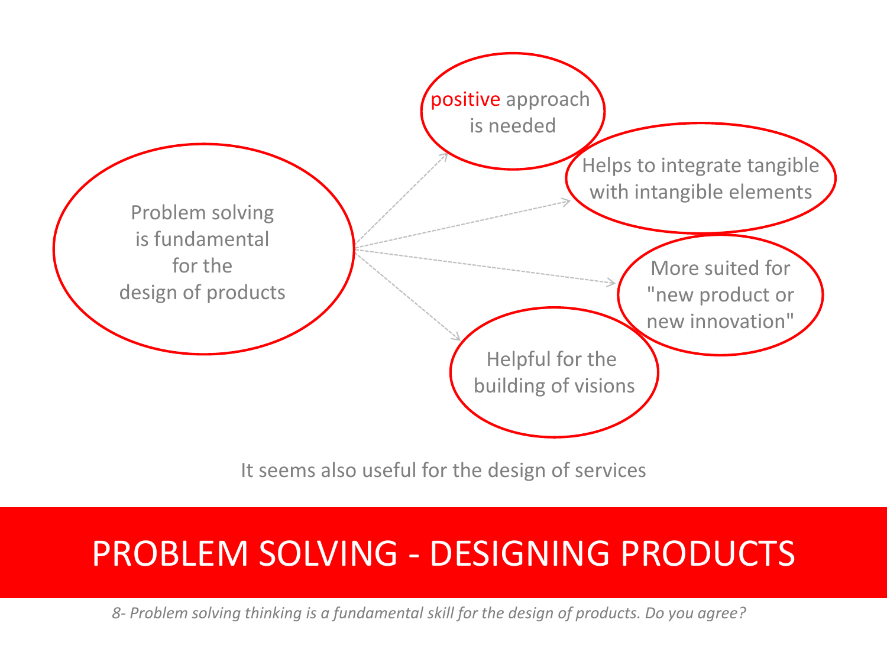Problem solving is fundamental for the design of products

- positive approach is needed
- Helps to integrate tangible with intangible elements
- More suited for "new product or new innovation"
- Helpful for the building of visions

It seems also useful for the design of services

# PROBLEM SOLVING - DESIGNING PRODUCTS

*8- Problem solving thinking is a fundamental skill for the design of products. Do you agree?*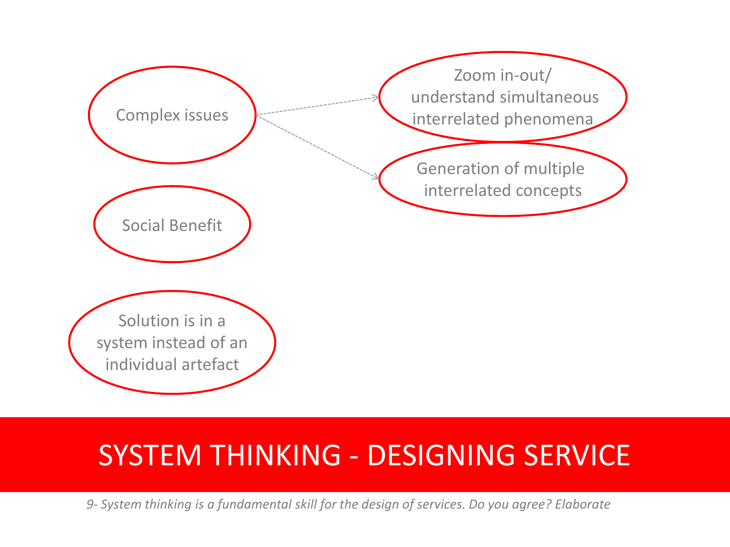Complex issues

- Zoom in-out/ understand simultaneous interrelated phenomena
- Generation of multiple interrelated concepts

Social Benefit

Solution is in a system instead of an individual artefact

# SYSTEM THINKING - DESIGNING SERVICE

*9- System thinking is a fundamental skill for the design of services. Do you agree? Elaborate*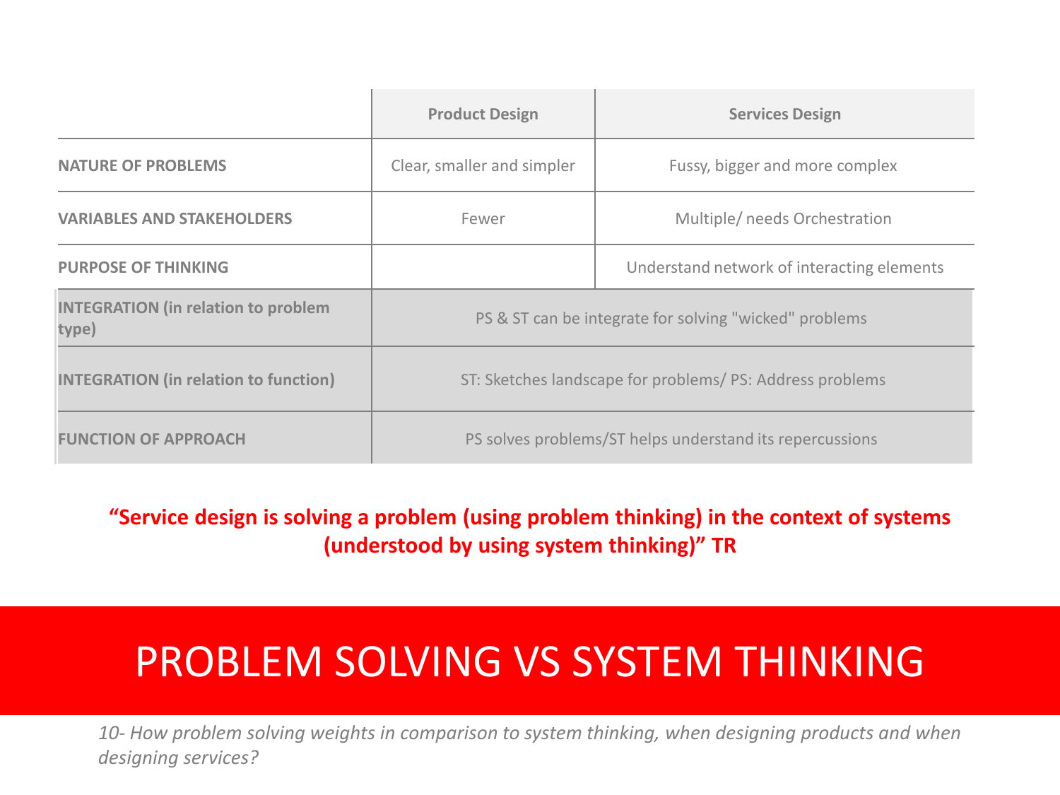| | Product Design | Services Design |
|---|---|---|
| **NATURE OF PROBLEMS** | Clear, smaller and simpler | Fussy, bigger and more complex |
| **VARIABLES AND STAKEHOLDERS** | Fewer | Multiple/ needs Orchestration |
| **PURPOSE OF THINKING** | | Understand network of interacting elements |
| **INTEGRATION (in relation to problem type)** | PS & ST can be integrate for solving "wicked" problems | |
| **INTEGRATION (in relation to function)** | ST: Sketches landscape for problems/ PS: Address problems | |
| **FUNCTION OF APPROACH** | PS solves problems/ST helps understand its repercussions | |

**"Service design is solving a problem (using problem thinking) in the context of systems (understood by using system thinking)" TR**

# PROBLEM SOLVING VS SYSTEM THINKING

*10- How problem solving weights in comparison to system thinking, when designing products and when designing services?*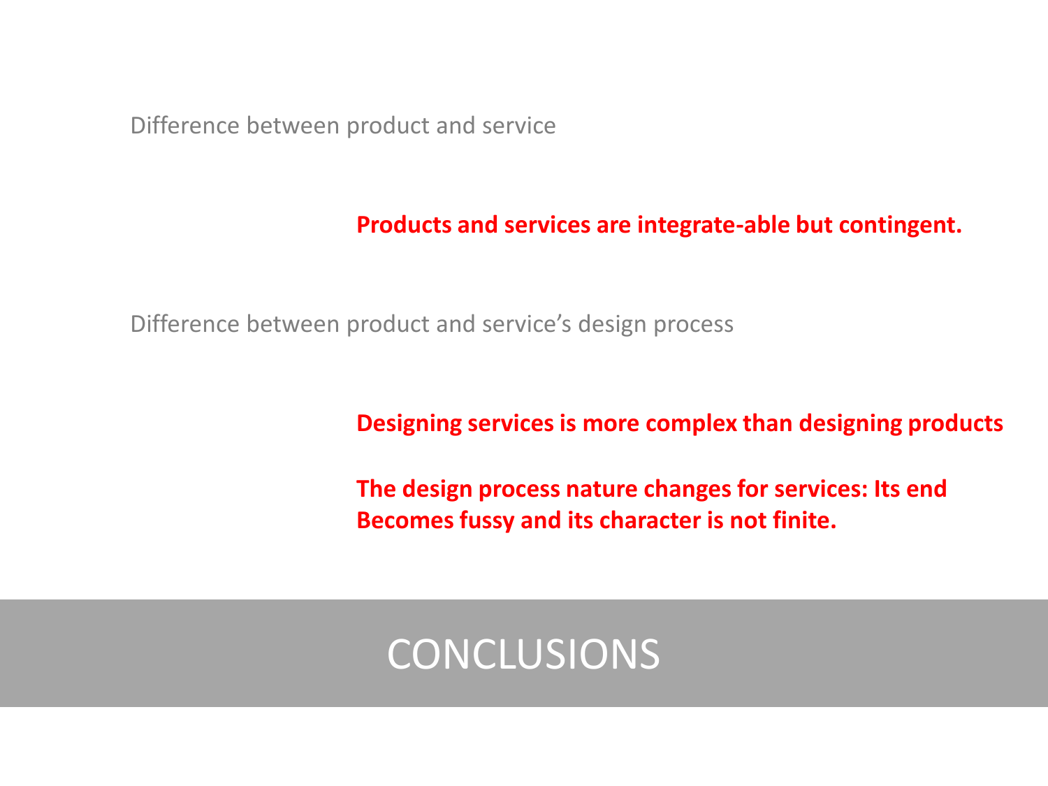# CONCLUSIONS

Difference between product and service

**Products and services are integrate-able but contingent.**

Difference between product and service's design process

**Designing services is more complex than designing products**

**The design process nature changes for services: Its end Becomes fussy and its character is not finite.**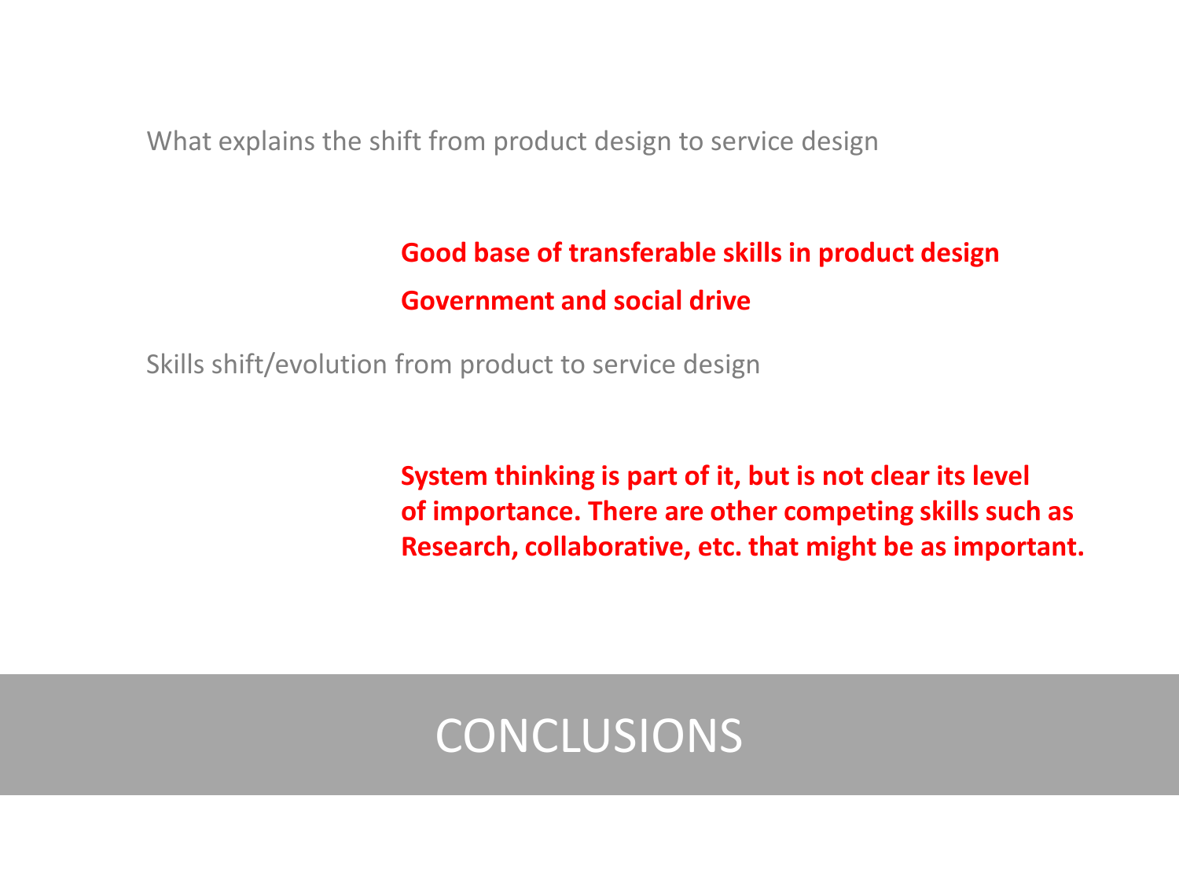What explains the shift from product design to service design

**Good base of transferable skills in product design**

**Government and social drive**

Skills shift/evolution from product to service design

**System thinking is part of it, but is not clear its level of importance. There are other competing skills such as Research, collaborative, etc. that might be as important.**

# CONCLUSIONS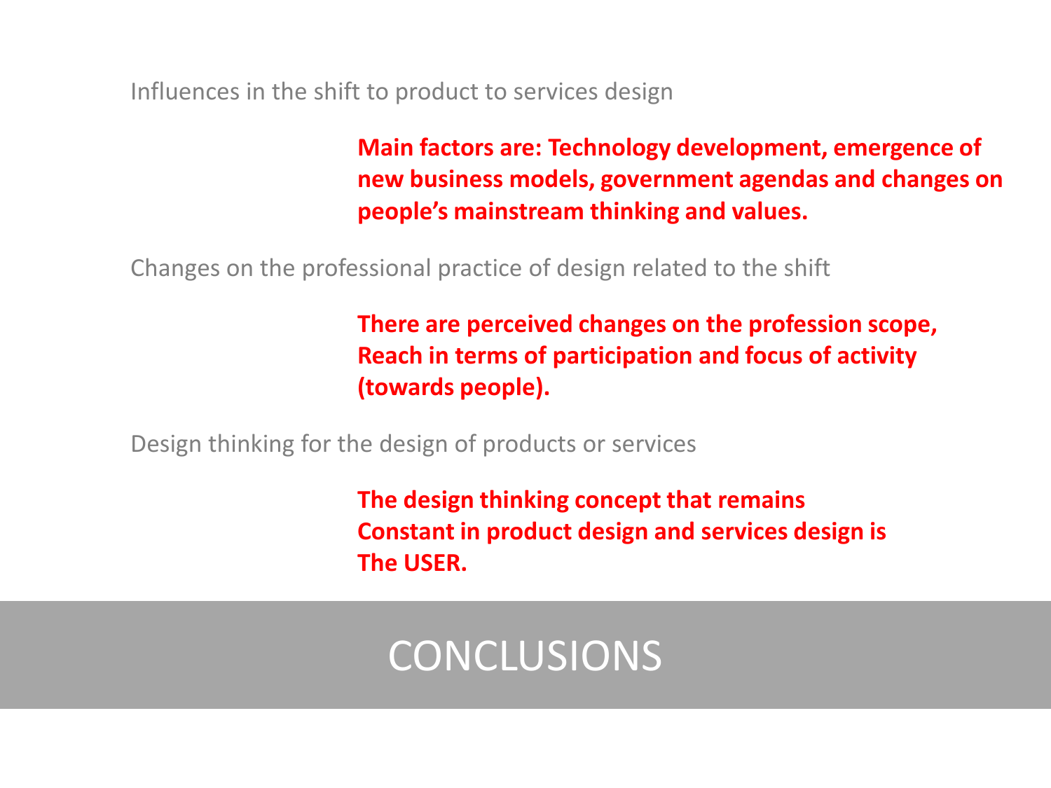# CONCLUSIONS

Influences in the shift to product to services design

**Main factors are: Technology development, emergence of new business models, government agendas and changes on people's mainstream thinking and values.**

Changes on the professional practice of design related to the shift

**There are perceived changes on the profession scope, Reach in terms of participation and focus of activity (towards people).**

Design thinking for the design of products or services

**The design thinking concept that remains Constant in product design and services design is The USER.**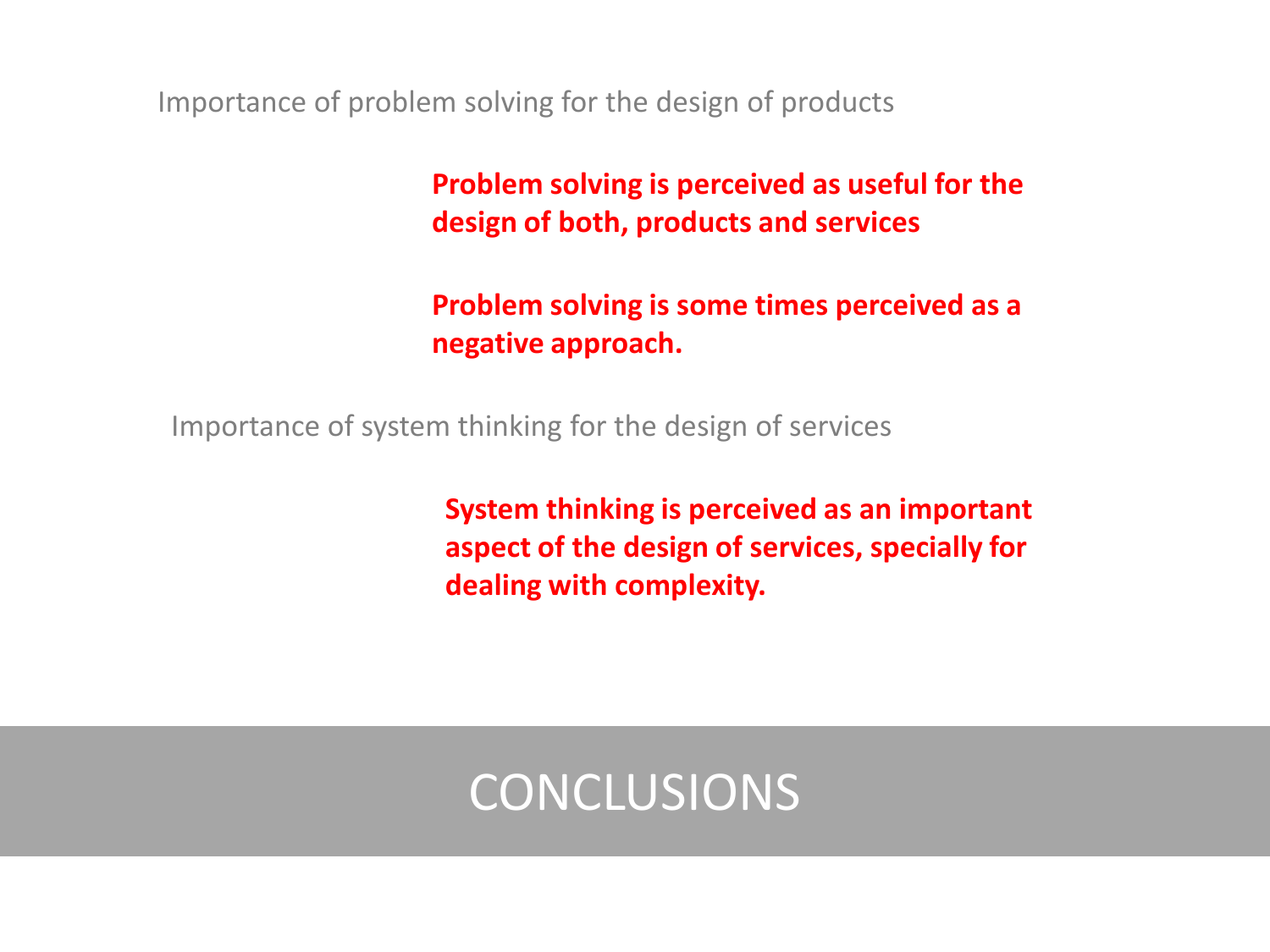Importance of problem solving for the design of products

**Problem solving is perceived as useful for the design of both, products and services**

**Problem solving is some times perceived as a negative approach.**

Importance of system thinking for the design of services

**System thinking is perceived as an important aspect of the design of services, specially for dealing with complexity.**

# CONCLUSIONS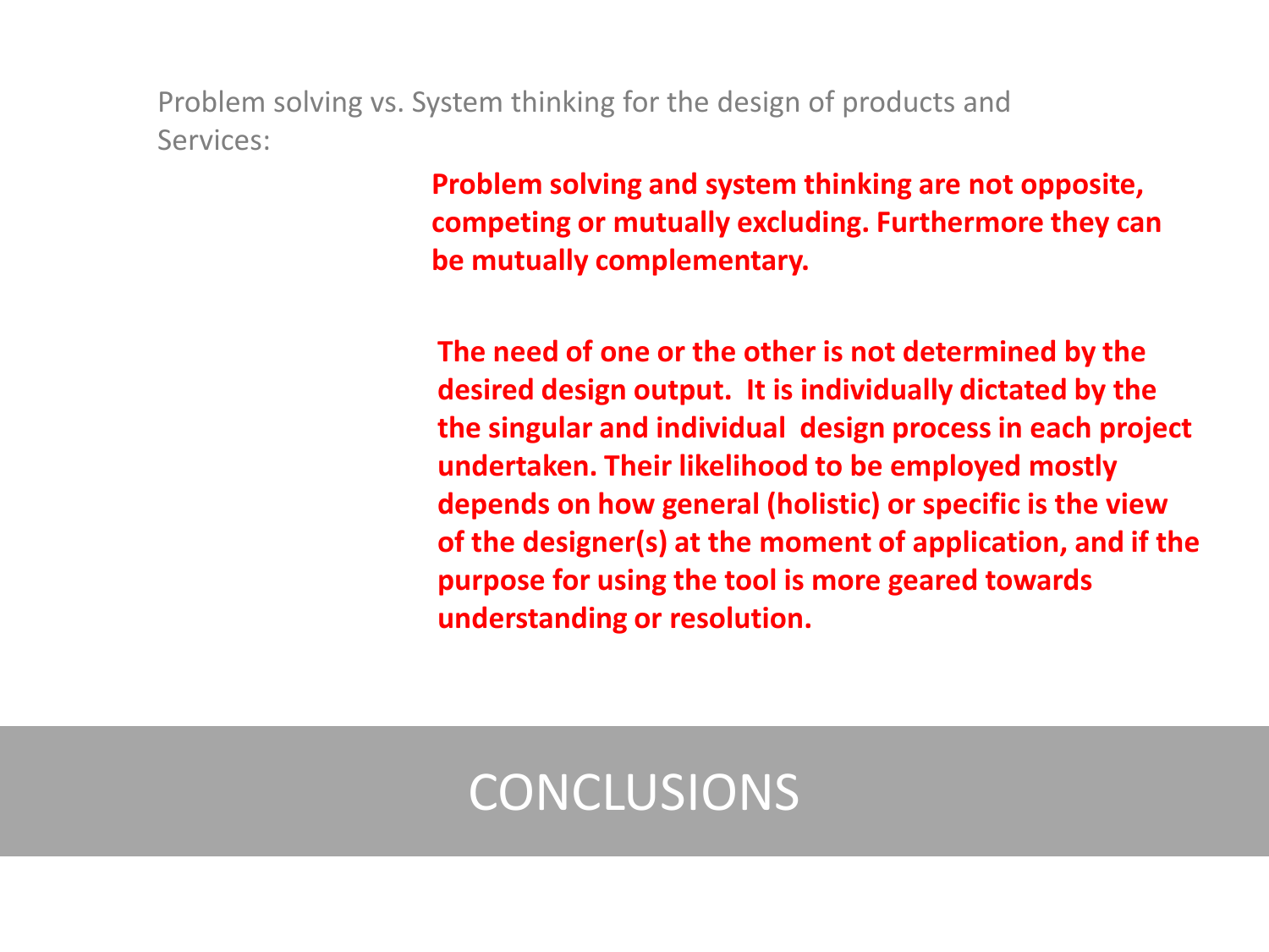# CONCLUSIONS

Problem solving vs. System thinking for the design of products and Services:

**Problem solving and system thinking are not opposite, competing or mutually excluding. Furthermore they can be mutually complementary.**

**The need of one or the other is not determined by the desired design output. It is individually dictated by the the singular and individual design process in each project undertaken. Their likelihood to be employed mostly depends on how general (holistic) or specific is the view of the designer(s) at the moment of application, and if the purpose for using the tool is more geared towards understanding or resolution.**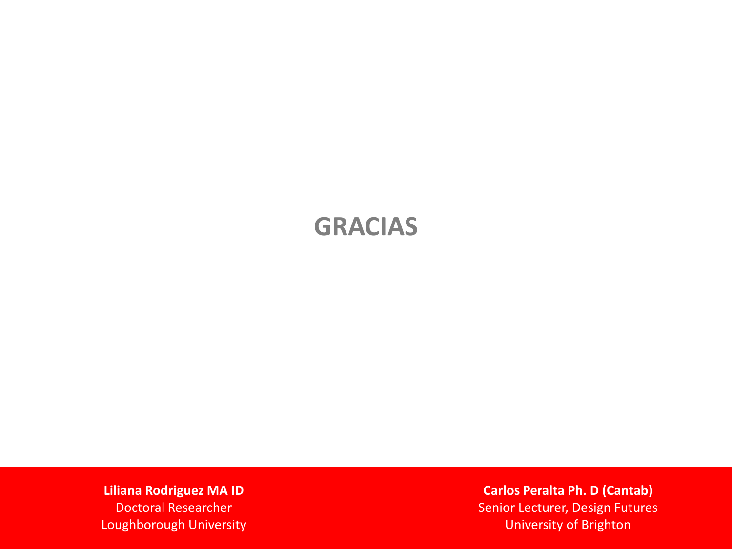# GRACIAS

**Liliana Rodriguez MA ID**
Doctoral Researcher
Loughborough University

**Carlos Peralta Ph. D (Cantab)**
Senior Lecturer, Design Futures
University of Brighton